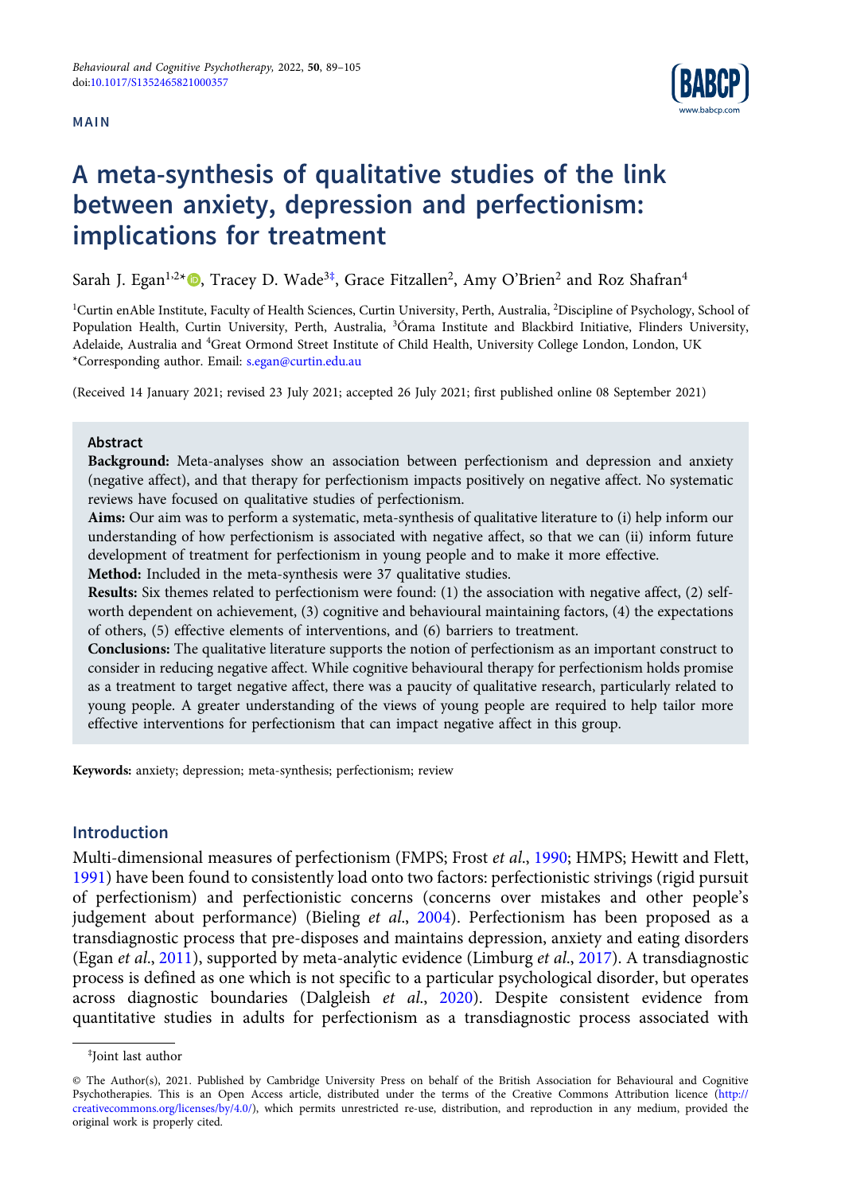MAIN

# A meta-synthesis of qualitative studies of the link between anxiety, depression and perfectionism: implications for treatment

Sarah J. Egan[1,2*], Tracey D. Wade[3‡], Grace Fitzallen[2], Amy O'Brien[2] and Roz Shafran[4]

[1]Curtin enAble Institute, Faculty of Health Sciences, Curtin University, Perth, Australia, [2]Discipline of Psychology, School of Population Health, Curtin University, Perth, Australia, [3]Órama Institute and Blackbird Initiative, Flinders University, Adelaide, Australia and [4]Great Ormond Street Institute of Child Health, University College London, London, UK
*Corresponding author. Email: s.egan@curtin.edu.au

(Received 14 January 2021; revised 23 July 2021; accepted 26 July 2021; first published online 08 September 2021)

## Abstract

**Background:** Meta-analyses show an association between perfectionism and depression and anxiety (negative affect), and that therapy for perfectionism impacts positively on negative affect. No systematic reviews have focused on qualitative studies of perfectionism.

**Aims:** Our aim was to perform a systematic, meta-synthesis of qualitative literature to (i) help inform our understanding of how perfectionism is associated with negative affect, so that we can (ii) inform future development of treatment for perfectionism in young people and to make it more effective.

**Method:** Included in the meta-synthesis were 37 qualitative studies.

**Results:** Six themes related to perfectionism were found: (1) the association with negative affect, (2) self-worth dependent on achievement, (3) cognitive and behavioural maintaining factors, (4) the expectations of others, (5) effective elements of interventions, and (6) barriers to treatment.

**Conclusions:** The qualitative literature supports the notion of perfectionism as an important construct to consider in reducing negative affect. While cognitive behavioural therapy for perfectionism holds promise as a treatment to target negative affect, there was a paucity of qualitative research, particularly related to young people. A greater understanding of the views of young people are required to help tailor more effective interventions for perfectionism that can impact negative affect in this group.

**Keywords:** anxiety; depression; meta-synthesis; perfectionism; review

## Introduction

Multi-dimensional measures of perfectionism (FMPS; Frost *et al*., 1990; HMPS; Hewitt and Flett, 1991) have been found to consistently load onto two factors: perfectionistic strivings (rigid pursuit of perfectionism) and perfectionistic concerns (concerns over mistakes and other people's judgement about performance) (Bieling *et al*., 2004). Perfectionism has been proposed as a transdiagnostic process that pre-disposes and maintains depression, anxiety and eating disorders (Egan *et al*., 2011), supported by meta-analytic evidence (Limburg *et al*., 2017). A transdiagnostic process is defined as one which is not specific to a particular psychological disorder, but operates across diagnostic boundaries (Dalgleish *et al*., 2020). Despite consistent evidence from quantitative studies in adults for perfectionism as a transdiagnostic process associated with

‡Joint last author

© The Author(s), 2021. Published by Cambridge University Press on behalf of the British Association for Behavioural and Cognitive Psychotherapies. This is an Open Access article, distributed under the terms of the Creative Commons Attribution licence (http://creativecommons.org/licenses/by/4.0/), which permits unrestricted re-use, distribution, and reproduction in any medium, provided the original work is properly cited.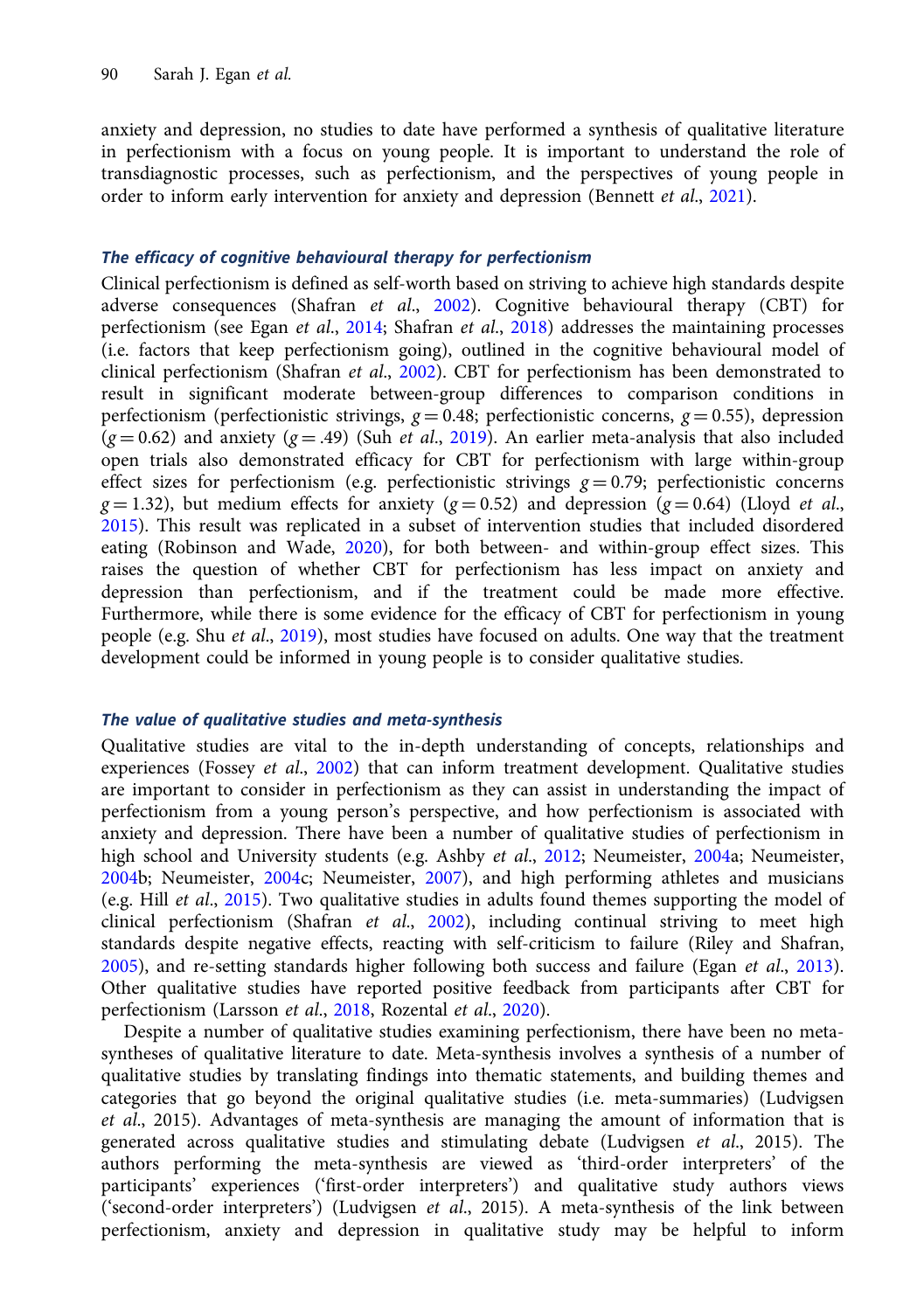anxiety and depression, no studies to date have performed a synthesis of qualitative literature in perfectionism with a focus on young people. It is important to understand the role of transdiagnostic processes, such as perfectionism, and the perspectives of young people in order to inform early intervention for anxiety and depression (Bennett *et al.*, 2021).

### *The efficacy of cognitive behavioural therapy for perfectionism*

Clinical perfectionism is defined as self-worth based on striving to achieve high standards despite adverse consequences (Shafran *et al.*, 2002). Cognitive behavioural therapy (CBT) for perfectionism (see Egan *et al.*, 2014; Shafran *et al.*, 2018) addresses the maintaining processes (i.e. factors that keep perfectionism going), outlined in the cognitive behavioural model of clinical perfectionism (Shafran *et al.*, 2002). CBT for perfectionism has been demonstrated to result in significant moderate between-group differences to comparison conditions in perfectionism (perfectionistic strivings, $g = 0.48$; perfectionistic concerns, $g = 0.55$), depression ($g = 0.62$) and anxiety ($g = .49$) (Suh *et al.*, 2019). An earlier meta-analysis that also included open trials also demonstrated efficacy for CBT for perfectionism with large within-group effect sizes for perfectionism (e.g. perfectionistic strivings $g = 0.79$; perfectionistic concerns $g = 1.32$), but medium effects for anxiety ($g = 0.52$) and depression ($g = 0.64$) (Lloyd *et al.*, 2015). This result was replicated in a subset of intervention studies that included disordered eating (Robinson and Wade, 2020), for both between- and within-group effect sizes. This raises the question of whether CBT for perfectionism has less impact on anxiety and depression than perfectionism, and if the treatment could be made more effective. Furthermore, while there is some evidence for the efficacy of CBT for perfectionism in young people (e.g. Shu *et al.*, 2019), most studies have focused on adults. One way that the treatment development could be informed in young people is to consider qualitative studies.

### *The value of qualitative studies and meta-synthesis*

Qualitative studies are vital to the in-depth understanding of concepts, relationships and experiences (Fossey *et al.*, 2002) that can inform treatment development. Qualitative studies are important to consider in perfectionism as they can assist in understanding the impact of perfectionism from a young person's perspective, and how perfectionism is associated with anxiety and depression. There have been a number of qualitative studies of perfectionism in high school and University students (e.g. Ashby *et al.*, 2012; Neumeister, 2004a; Neumeister, 2004b; Neumeister, 2004c; Neumeister, 2007), and high performing athletes and musicians (e.g. Hill *et al.*, 2015). Two qualitative studies in adults found themes supporting the model of clinical perfectionism (Shafran *et al.*, 2002), including continual striving to meet high standards despite negative effects, reacting with self-criticism to failure (Riley and Shafran, 2005), and re-setting standards higher following both success and failure (Egan *et al.*, 2013). Other qualitative studies have reported positive feedback from participants after CBT for perfectionism (Larsson *et al.*, 2018, Rozental *et al.*, 2020).

Despite a number of qualitative studies examining perfectionism, there have been no meta-syntheses of qualitative literature to date. Meta-synthesis involves a synthesis of a number of qualitative studies by translating findings into thematic statements, and building themes and categories that go beyond the original qualitative studies (i.e. meta-summaries) (Ludvigsen *et al.*, 2015). Advantages of meta-synthesis are managing the amount of information that is generated across qualitative studies and stimulating debate (Ludvigsen *et al.*, 2015). The authors performing the meta-synthesis are viewed as 'third-order interpreters' of the participants' experiences ('first-order interpreters') and qualitative study authors views ('second-order interpreters') (Ludvigsen *et al.*, 2015). A meta-synthesis of the link between perfectionism, anxiety and depression in qualitative study may be helpful to inform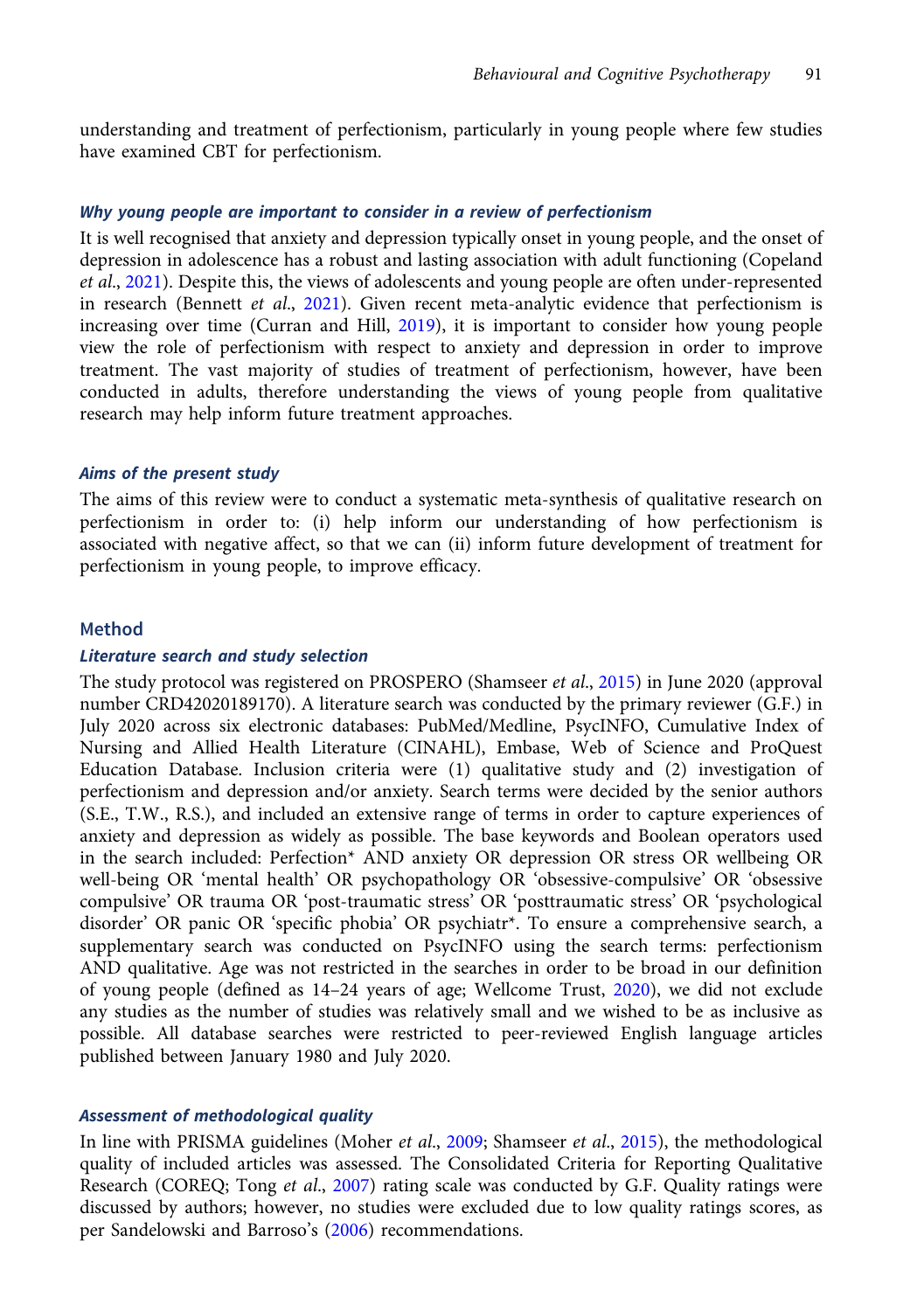understanding and treatment of perfectionism, particularly in young people where few studies have examined CBT for perfectionism.

### *Why young people are important to consider in a review of perfectionism*

It is well recognised that anxiety and depression typically onset in young people, and the onset of depression in adolescence has a robust and lasting association with adult functioning (Copeland *et al.*, 2021). Despite this, the views of adolescents and young people are often under-represented in research (Bennett *et al.*, 2021). Given recent meta-analytic evidence that perfectionism is increasing over time (Curran and Hill, 2019), it is important to consider how young people view the role of perfectionism with respect to anxiety and depression in order to improve treatment. The vast majority of studies of treatment of perfectionism, however, have been conducted in adults, therefore understanding the views of young people from qualitative research may help inform future treatment approaches.

### *Aims of the present study*

The aims of this review were to conduct a systematic meta-synthesis of qualitative research on perfectionism in order to: (i) help inform our understanding of how perfectionism is associated with negative affect, so that we can (ii) inform future development of treatment for perfectionism in young people, to improve efficacy.

## Method

### *Literature search and study selection*

The study protocol was registered on PROSPERO (Shamseer *et al.*, 2015) in June 2020 (approval number CRD42020189170). A literature search was conducted by the primary reviewer (G.F.) in July 2020 across six electronic databases: PubMed/Medline, PsycINFO, Cumulative Index of Nursing and Allied Health Literature (CINAHL), Embase, Web of Science and ProQuest Education Database. Inclusion criteria were (1) qualitative study and (2) investigation of perfectionism and depression and/or anxiety. Search terms were decided by the senior authors (S.E., T.W., R.S.), and included an extensive range of terms in order to capture experiences of anxiety and depression as widely as possible. The base keywords and Boolean operators used in the search included: Perfection* AND anxiety OR depression OR stress OR wellbeing OR well-being OR 'mental health' OR psychopathology OR 'obsessive-compulsive' OR 'obsessive compulsive' OR trauma OR 'post-traumatic stress' OR 'posttraumatic stress' OR 'psychological disorder' OR panic OR 'specific phobia' OR psychiatr*. To ensure a comprehensive search, a supplementary search was conducted on PsycINFO using the search terms: perfectionism AND qualitative. Age was not restricted in the searches in order to be broad in our definition of young people (defined as 14–24 years of age; Wellcome Trust, 2020), we did not exclude any studies as the number of studies was relatively small and we wished to be as inclusive as possible. All database searches were restricted to peer-reviewed English language articles published between January 1980 and July 2020.

### *Assessment of methodological quality*

In line with PRISMA guidelines (Moher *et al.*, 2009; Shamseer *et al.*, 2015), the methodological quality of included articles was assessed. The Consolidated Criteria for Reporting Qualitative Research (COREQ; Tong *et al.*, 2007) rating scale was conducted by G.F. Quality ratings were discussed by authors; however, no studies were excluded due to low quality ratings scores, as per Sandelowski and Barroso's (2006) recommendations.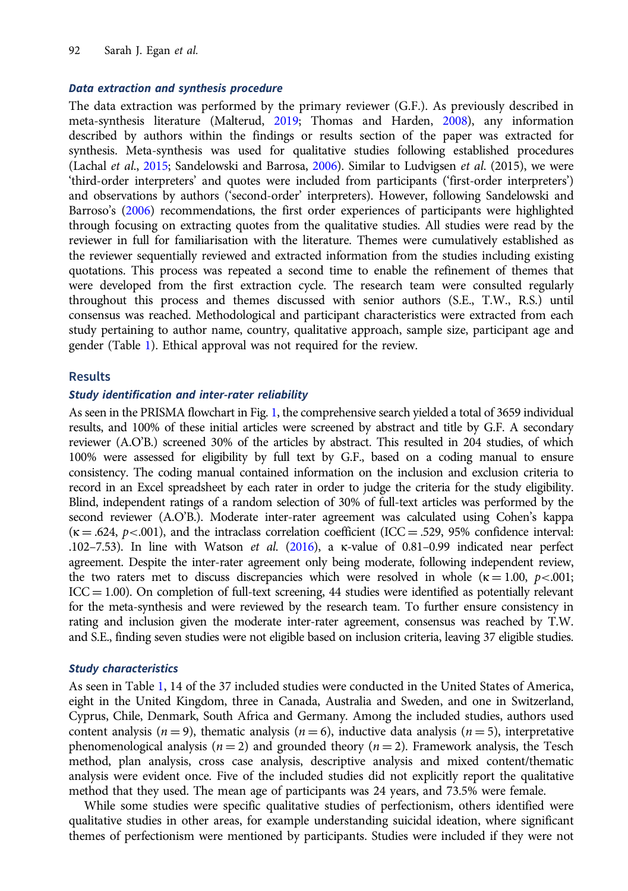#### *Data extraction and synthesis procedure*

The data extraction was performed by the primary reviewer (G.F.). As previously described in meta-synthesis literature (Malterud, 2019; Thomas and Harden, 2008), any information described by authors within the findings or results section of the paper was extracted for synthesis. Meta-synthesis was used for qualitative studies following established procedures (Lachal *et al*., 2015; Sandelowski and Barrosa, 2006). Similar to Ludvigsen *et al*. (2015), we were 'third-order interpreters' and quotes were included from participants ('first-order interpreters') and observations by authors ('second-order' interpreters). However, following Sandelowski and Barroso's (2006) recommendations, the first order experiences of participants were highlighted through focusing on extracting quotes from the qualitative studies. All studies were read by the reviewer in full for familiarisation with the literature. Themes were cumulatively established as the reviewer sequentially reviewed and extracted information from the studies including existing quotations. This process was repeated a second time to enable the refinement of themes that were developed from the first extraction cycle. The research team were consulted regularly throughout this process and themes discussed with senior authors (S.E., T.W., R.S.) until consensus was reached. Methodological and participant characteristics were extracted from each study pertaining to author name, country, qualitative approach, sample size, participant age and gender (Table 1). Ethical approval was not required for the review.

## Results

#### *Study identification and inter-rater reliability*

As seen in the PRISMA flowchart in Fig. 1, the comprehensive search yielded a total of 3659 individual results, and 100% of these initial articles were screened by abstract and title by G.F. A secondary reviewer (A.O'B.) screened 30% of the articles by abstract. This resulted in 204 studies, of which 100% were assessed for eligibility by full text by G.F., based on a coding manual to ensure consistency. The coding manual contained information on the inclusion and exclusion criteria to record in an Excel spreadsheet by each rater in order to judge the criteria for the study eligibility. Blind, independent ratings of a random selection of 30% of full-text articles was performed by the second reviewer (A.O'B.). Moderate inter-rater agreement was calculated using Cohen's kappa ($\kappa = .624$, $p<.001$), and the intraclass correlation coefficient (ICC = .529, 95% confidence interval: .102–7.53). In line with Watson *et al*. (2016), a κ-value of 0.81–0.99 indicated near perfect agreement. Despite the inter-rater agreement only being moderate, following independent review, the two raters met to discuss discrepancies which were resolved in whole ($\kappa = 1.00$, $p<.001$; ICC = 1.00). On completion of full-text screening, 44 studies were identified as potentially relevant for the meta-synthesis and were reviewed by the research team. To further ensure consistency in rating and inclusion given the moderate inter-rater agreement, consensus was reached by T.W. and S.E., finding seven studies were not eligible based on inclusion criteria, leaving 37 eligible studies.

#### *Study characteristics*

As seen in Table 1, 14 of the 37 included studies were conducted in the United States of America, eight in the United Kingdom, three in Canada, Australia and Sweden, and one in Switzerland, Cyprus, Chile, Denmark, South Africa and Germany. Among the included studies, authors used content analysis ($n = 9$), thematic analysis ($n = 6$), inductive data analysis ($n = 5$), interpretative phenomenological analysis ($n = 2$) and grounded theory ($n = 2$). Framework analysis, the Tesch method, plan analysis, cross case analysis, descriptive analysis and mixed content/thematic analysis were evident once. Five of the included studies did not explicitly report the qualitative method that they used. The mean age of participants was 24 years, and 73.5% were female.

While some studies were specific qualitative studies of perfectionism, others identified were qualitative studies in other areas, for example understanding suicidal ideation, where significant themes of perfectionism were mentioned by participants. Studies were included if they were not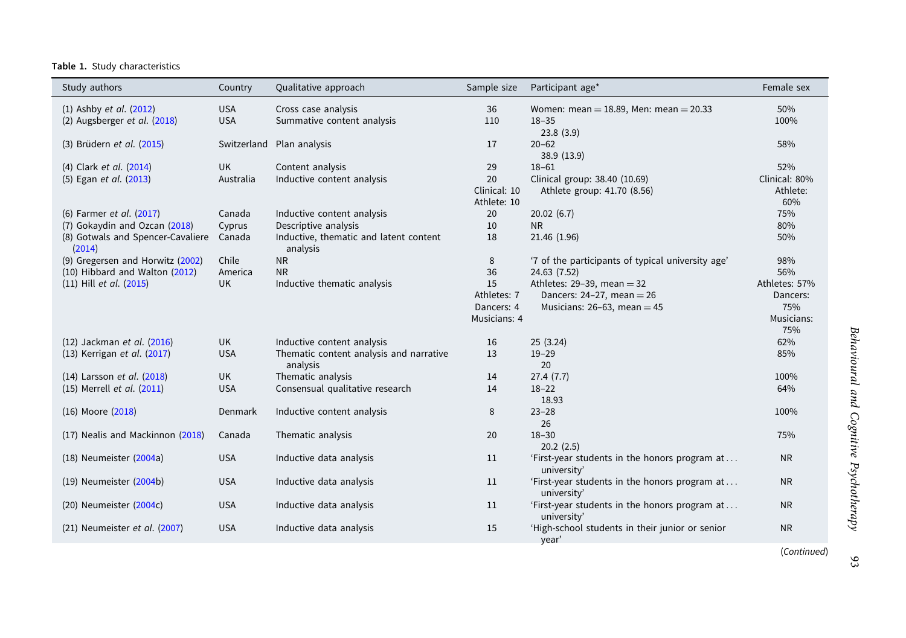**Table 1.** Study characteristics

| Study authors | Country | Qualitative approach | Sample size | Participant age* | Female sex |
|---|---|---|---|---|---|
| (1) Ashby *et al.* (2012) | USA | Cross case analysis | 36 | Women: mean = 18.89, Men: mean = 20.33 | 50% |
| (2) Augsberger *et al.* (2018) | USA | Summative content analysis | 110 | 18–35<br>23.8 (3.9) | 100% |
| (3) Brüdern *et al.* (2015) | Switzerland | Plan analysis | 17 | 20–62<br>38.9 (13.9) | 58% |
| (4) Clark *et al.* (2014) | UK | Content analysis | 29 | 18–61 | 52% |
| (5) Egan *et al.* (2013) | Australia | Inductive content analysis | 20<br>Clinical: 10<br>Athlete: 10 | Clinical group: 38.40 (10.69)<br>Athlete group: 41.70 (8.56) | Clinical: 80%<br>Athlete: 60% |
| (6) Farmer *et al.* (2017) | Canada | Inductive content analysis | 20 | 20.02 (6.7) | 75% |
| (7) Gokaydin and Ozcan (2018) | Cyprus | Descriptive analysis | 10 | NR | 80% |
| (8) Gotwals and Spencer-Cavaliere (2014) | Canada | Inductive, thematic and latent content analysis | 18 | 21.46 (1.96) | 50% |
| (9) Gregersen and Horwitz (2002) | Chile | NR | 8 | '7 of the participants of typical university age' | 98% |
| (10) Hibbard and Walton (2012) | America | NR | 36 | 24.63 (7.52) | 56% |
| (11) Hill *et al.* (2015) | UK | Inductive thematic analysis | 15<br>Athletes: 7<br>Dancers: 4<br>Musicians: 4 | Athletes: 29–39, mean = 32<br>Dancers: 24–27, mean = 26<br>Musicians: 26–63, mean = 45 | Athletes: 57%<br>Dancers: 75%<br>Musicians: 75% |
| (12) Jackman *et al.* (2016) | UK | Inductive content analysis | 16 | 25 (3.24) | 62% |
| (13) Kerrigan *et al.* (2017) | USA | Thematic content analysis and narrative analysis | 13 | 19–29<br>20 | 85% |
| (14) Larsson *et al.* (2018) | UK | Thematic analysis | 14 | 27.4 (7.7) | 100% |
| (15) Merrell *et al.* (2011) | USA | Consensual qualitative research | 14 | 18–22<br>18.93 | 64% |
| (16) Moore (2018) | Denmark | Inductive content analysis | 8 | 23–28<br>26 | 100% |
| (17) Nealis and Mackinnon (2018) | Canada | Thematic analysis | 20 | 18–30<br>20.2 (2.5) | 75% |
| (18) Neumeister (2004a) | USA | Inductive data analysis | 11 | 'First-year students in the honors program at . . . university' | NR |
| (19) Neumeister (2004b) | USA | Inductive data analysis | 11 | 'First-year students in the honors program at . . . university' | NR |
| (20) Neumeister (2004c) | USA | Inductive data analysis | 11 | 'First-year students in the honors program at . . . university' | NR |
| (21) Neumeister *et al.* (2007) | USA | Inductive data analysis | 15 | 'High-school students in their junior or senior year' | NR |

(*Continued*)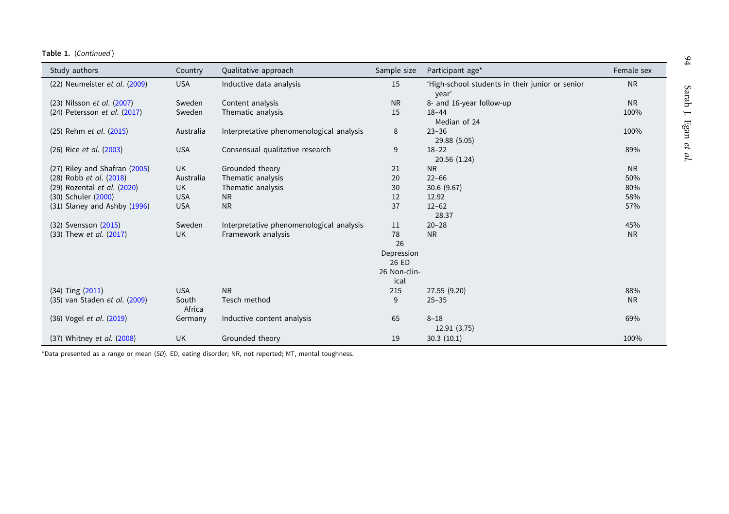**Table 1.** (*Continued*)

| Study authors | Country | Qualitative approach | Sample size | Participant age* | Female sex |
|---|---|---|---|---|---|
| (22) Neumeister *et al.* (2009) | USA | Inductive data analysis | 15 | 'High-school students in their junior or senior year' | NR |
| (23) Nilsson *et al.* (2007) | Sweden | Content analysis | NR | 8- and 16-year follow-up | NR |
| (24) Petersson *et al.* (2017) | Sweden | Thematic analysis | 15 | 18–44 Median of 24 | 100% |
| (25) Rehm *et al.* (2015) | Australia | Interpretative phenomenological analysis | 8 | 23–36 29.88 (5.05) | 100% |
| (26) Rice *et al.* (2003) | USA | Consensual qualitative research | 9 | 18–22 20.56 (1.24) | 89% |
| (27) Riley and Shafran (2005) | UK | Grounded theory | 21 | NR | NR |
| (28) Robb *et al.* (2018) | Australia | Thematic analysis | 20 | 22–66 | 50% |
| (29) Rozental *et al.* (2020) | UK | Thematic analysis | 30 | 30.6 (9.67) | 80% |
| (30) Schuler (2000) | USA | NR | 12 | 12.92 | 58% |
| (31) Slaney and Ashby (1996) | USA | NR | 37 | 12–62 28.37 | 57% |
| (32) Svensson (2015) | Sweden | Interpretative phenomenological analysis | 11 | 20–28 | 45% |
| (33) Thew *et al.* (2017) | UK | Framework analysis | 78 26 Depression 26 ED 26 Non-clinical | NR | NR |
| (34) Ting (2011) | USA | NR | 215 | 27.55 (9.20) | 88% |
| (35) van Staden *et al.* (2009) | South Africa | Tesch method | 9 | 25–35 | NR |
| (36) Vogel *et al.* (2019) | Germany | Inductive content analysis | 65 | 8–18 12.91 (3.75) | 69% |
| (37) Whitney *et al.* (2008) | UK | Grounded theory | 19 | 30.3 (10.1) | 100% |

*Data presented as a range or mean (*SD*). ED, eating disorder; NR, not reported; MT, mental toughness.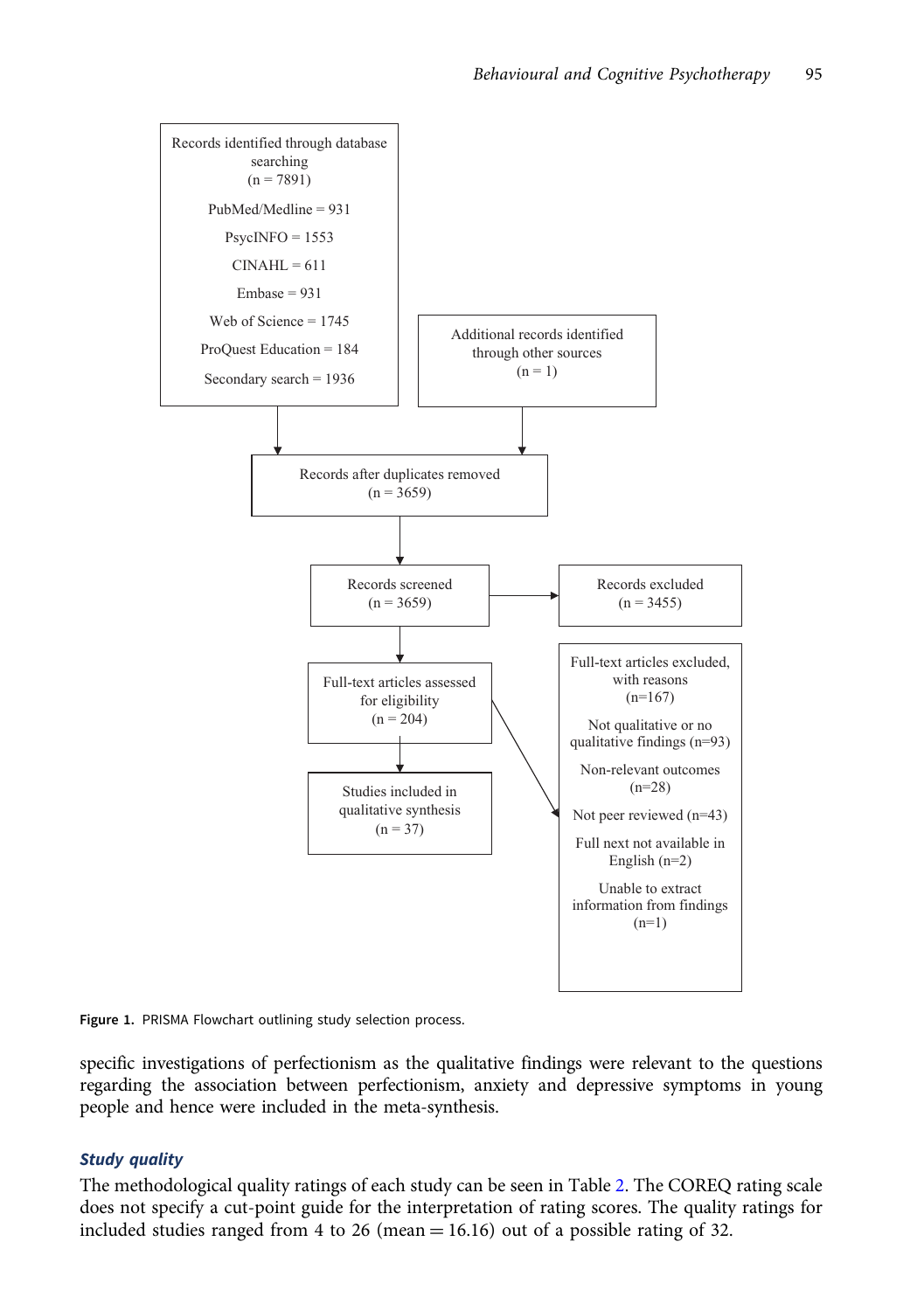Records identified through database searching
(n = 7891)

PubMed/Medline = 931

PsycINFO = 1553

CINAHL = 611

Embase = 931

Web of Science = 1745

ProQuest Education = 184

Secondary search = 1936

Additional records identified through other sources
(n = 1)

Records after duplicates removed
(n = 3659)

Records screened
(n = 3659)

Records excluded
(n = 3455)

Full-text articles assessed for eligibility
(n = 204)

Full-text articles excluded, with reasons
(n=167)

Not qualitative or no qualitative findings (n=93)

Non-relevant outcomes
(n=28)

Not peer reviewed (n=43)

Full next not available in English (n=2)

Unable to extract information from findings
(n=1)

Studies included in qualitative synthesis
(n = 37)

Figure 1. PRISMA Flowchart outlining study selection process.

specific investigations of perfectionism as the qualitative findings were relevant to the questions regarding the association between perfectionism, anxiety and depressive symptoms in young people and hence were included in the meta-synthesis.

### *Study quality*

The methodological quality ratings of each study can be seen in Table 2. The COREQ rating scale does not specify a cut-point guide for the interpretation of rating scores. The quality ratings for included studies ranged from 4 to 26 (mean = 16.16) out of a possible rating of 32.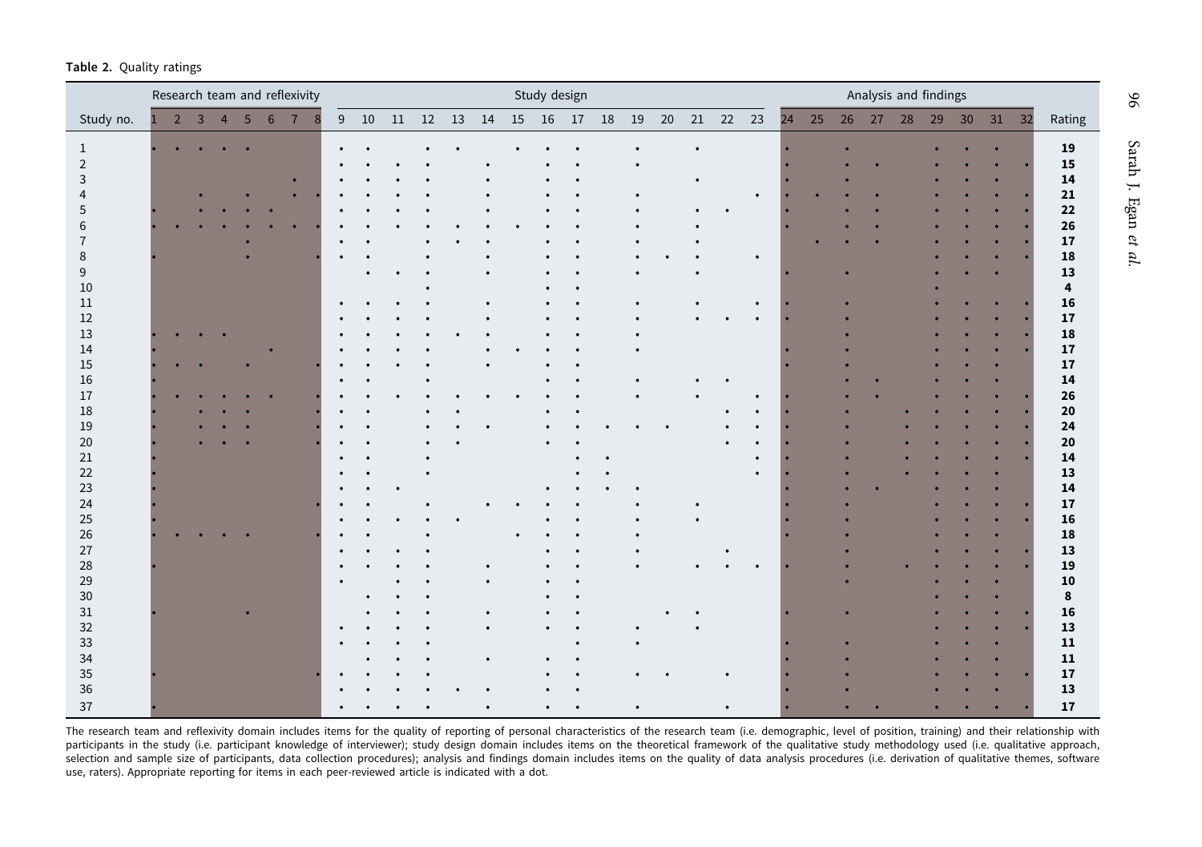**Table 2.** Quality ratings

| | Research team and reflexivity | | | | | | | | Study design | | | | | | | | | | | | | | | Analysis and findings | | | | | | | | | |
|---|---|---|---|---|---|---|---|---|---|---|---|---|---|---|---|---|---|---|---|---|---|---|---|---|---|---|---|---|---|---|---|---|---|
| Study no. | 1 | 2 | 3 | 4 | 5 | 6 | 7 | 8 | 9 | 10 | 11 | 12 | 13 | 14 | 15 | 16 | 17 | 18 | 19 | 20 | 21 | 22 | 23 | 24 | 25 | 26 | 27 | 28 | 29 | 30 | 31 | 32 | Rating |
| 1 | • | • | • | • | • | | | | • | • | | • | • | | • | • | • | | • | | • | | | • | | • | | | • | • | • | | **19** |
| 2 | | | | | | | | | • | • | • | • | | • | | • | • | | • | | | | | • | | • | • | | • | • | • | • | **15** |
| 3 | | | | | | | • | | • | • | • | • | | • | | • | • | | | | • | | | • | | • | | | • | • | • | | **14** |
| 4 | | | • | | • | | • | • | • | • | • | • | | • | | • | • | | • | | | | • | • | • | • | • | | • | • | • | • | **21** |
| 5 | • | | • | • | • | • | | | • | • | • | • | | • | | • | • | | • | | • | • | | • | | • | • | | • | • | • | • | **22** |
| 6 | • | • | • | • | • | • | • | • | • | • | • | • | • | • | • | • | • | | • | | • | | | • | | • | • | | • | • | • | • | **26** |
| 7 | | | | | • | | | | • | • | | • | • | • | | • | • | | • | | • | | | | • | • | • | | • | • | • | • | **17** |
| 8 | • | | | | • | | | • | • | • | | • | | • | | • | • | | • | • | • | | • | | | | | | • | • | • | • | **18** |
| 9 | | | | | | | | | | • | • | | | • | | • | • | | • | | • | | | • | | • | | | • | • | • | | **13** |
| 10 | | | | | | | | | | | | • | | | | • | • | | | | | | | | | | | | • | | | | **4** |
| 11 | | | | | | | | | • | • | • | • | | • | | • | • | | • | | • | | • | • | | • | | | • | • | • | • | **16** |
| 12 | | | | | | | | | • | • | • | • | | • | | • | • | | • | | • | • | • | • | | • | | | • | • | • | • | **17** |
| 13 | • | • | • | • | | | | | • | • | • | • | • | • | | • | • | | • | | | | | | | • | | | • | • | • | • | **18** |
| 14 | • | | | | | • | | | • | • | • | • | | • | • | • | • | | • | | | | | • | | • | | | • | • | • | • | **17** |
| 15 | • | • | • | | • | | | • | • | • | • | • | | • | | • | • | | | | | | | • | | • | | | • | • | • | | **17** |
| 16 | • | | | | | | | | • | • | | • | | | | • | • | | • | | • | • | | | | • | • | | • | • | • | | **14** |
| 17 | • | • | • | • | • | • | | • | • | • | • | • | • | • | • | • | • | | • | | • | | • | • | | • | • | | • | • | • | • | **26** |
| 18 | • | | • | • | • | | | • | • | • | | • | • | | | • | • | | | | | • | • | • | | • | | • | • | • | • | • | **20** |
| 19 | • | | • | • | • | | | • | • | • | | • | • | • | | • | • | • | • | • | | • | • | • | | • | | • | • | • | • | • | **24** |
| 20 | • | | • | • | • | | | • | • | • | | • | • | | | • | • | | | | | • | • | • | | • | | • | • | • | • | • | **20** |
| 21 | • | | | | | | | | • | • | | • | | | | | • | • | | | | | • | • | | • | | • | • | • | • | • | **14** |
| 22 | • | | | | | | | | • | • | | • | | | | | • | • | | | | | • | • | | • | | • | • | • | • | | **13** |
| 23 | • | | | | | | | | • | • | • | | | | | • | • | • | • | | | | | • | | • | • | | • | • | • | | **14** |
| 24 | • | | | | | | | • | • | • | | • | | • | • | • | • | | • | | • | | | • | | • | | | • | • | • | • | **17** |
| 25 | • | | | | | | | | • | • | • | • | • | | | • | • | | • | | • | | | • | | • | | | • | • | • | • | **16** |
| 26 | • | • | • | • | • | | | • | • | • | | • | | | • | • | • | | • | | | | | • | | • | | | • | • | • | | **18** |
| 27 | | | | | | | | | • | • | • | • | | | | • | • | | • | | | • | | | | • | | | • | • | • | • | **13** |
| 28 | • | | | | | | | | • | • | • | • | | • | | • | • | | • | | • | • | • | • | | • | | • | • | • | • | • | **19** |
| 29 | | | | | | | | | • | | • | • | | • | | • | • | | | | | | | | | • | | | • | • | • | | **10** |
| 30 | | | | | | | | | | • | • | • | | | | • | • | | | | | | | | | | | | • | • | • | | **8** |
| 31 | • | | | | • | | | | | • | • | • | | • | | • | • | | | • | • | | | • | | • | | | • | • | • | • | **16** |
| 32 | | | | | | | | | • | • | • | • | | • | | • | • | | • | | • | | | | | | | | • | • | • | • | **13** |
| 33 | | | | | | | | | • | • | • | • | | | | | • | | • | | | | | • | | • | | | • | • | • | | **11** |
| 34 | | | | | | | | | | • | • | • | | • | | • | • | | | | | | | • | | • | | | • | • | • | | **11** |
| 35 | • | | | | | | | • | • | • | • | • | | | | • | • | | • | • | | • | | • | | • | | | • | • | • | • | **17** |
| 36 | | | | | | | | | • | • | • | • | • | • | | • | • | | | | | | | • | | • | | | • | • | • | | **13** |
| 37 | • | | | | | | | | • | • | • | • | | • | | • | • | | • | | | • | | • | | • | • | | • | • | • | • | **17** |

The research team and reflexivity domain includes items for the quality of reporting of personal characteristics of the research team (i.e. demographic, level of position, training) and their relationship with participants in the study (i.e. participant knowledge of interviewer); study design domain includes items on the theoretical framework of the qualitative study methodology used (i.e. qualitative approach, selection and sample size of participants, data collection procedures); analysis and findings domain includes items on the quality of data analysis procedures (i.e. derivation of qualitative themes, software use, raters). Appropriate reporting for items in each peer-reviewed article is indicated with a dot.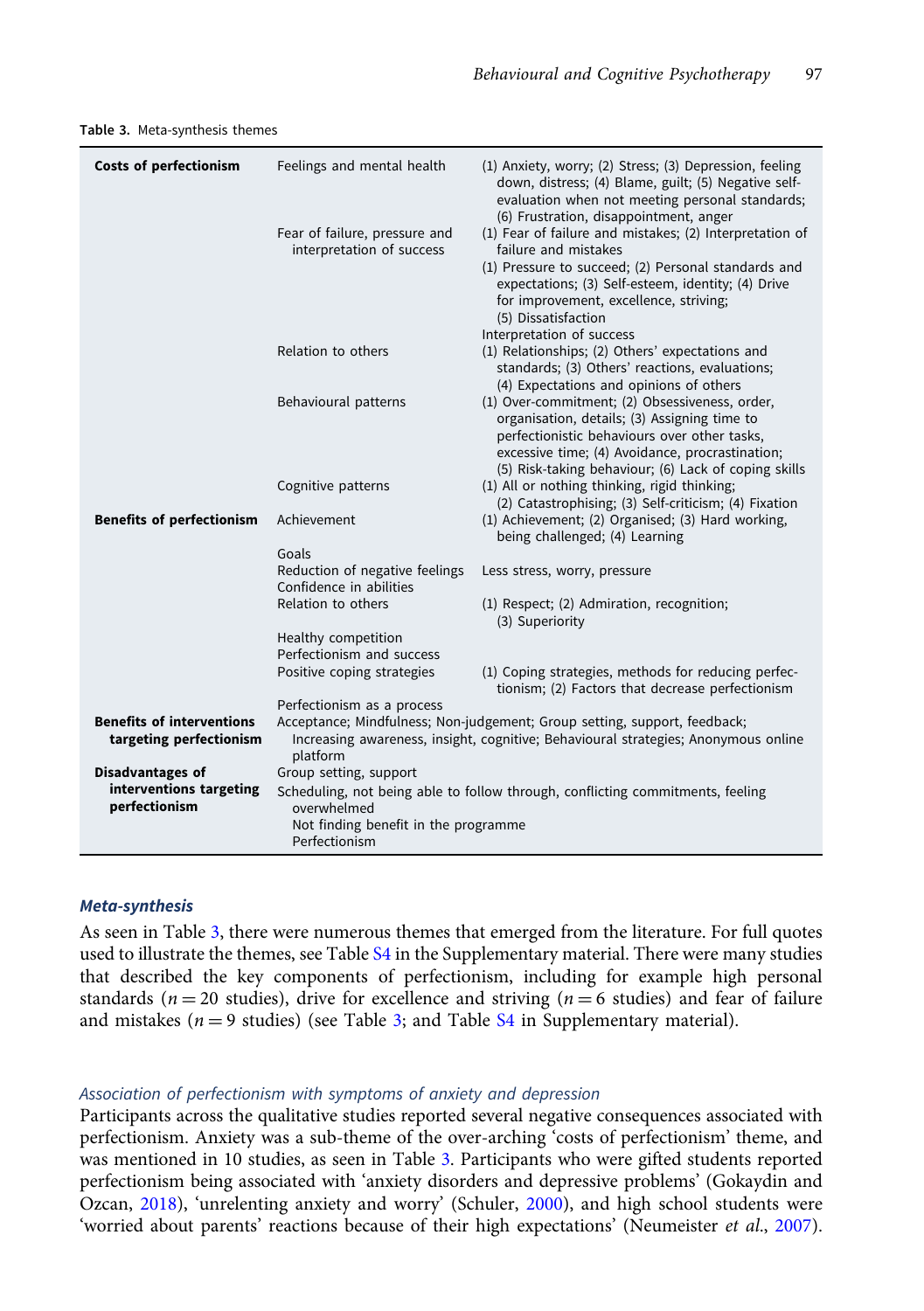**Table 3.** Meta-synthesis themes

| | | |
|---|---|---|
| **Costs of perfectionism** | Feelings and mental health | (1) Anxiety, worry; (2) Stress; (3) Depression, feeling down, distress; (4) Blame, guilt; (5) Negative self-evaluation when not meeting personal standards; (6) Frustration, disappointment, anger |
| | Fear of failure, pressure and interpretation of success | (1) Fear of failure and mistakes; (2) Interpretation of failure and mistakes |
| | | (1) Pressure to succeed; (2) Personal standards and expectations; (3) Self-esteem, identity; (4) Drive for improvement, excellence, striving; (5) Dissatisfaction |
| | | Interpretation of success |
| | Relation to others | (1) Relationships; (2) Others' expectations and standards; (3) Others' reactions, evaluations; (4) Expectations and opinions of others |
| | Behavioural patterns | (1) Over-commitment; (2) Obsessiveness, order, organisation, details; (3) Assigning time to perfectionistic behaviours over other tasks, excessive time; (4) Avoidance, procrastination; (5) Risk-taking behaviour; (6) Lack of coping skills |
| | Cognitive patterns | (1) All or nothing thinking, rigid thinking; (2) Catastrophising; (3) Self-criticism; (4) Fixation |
| **Benefits of perfectionism** | Achievement | (1) Achievement; (2) Organised; (3) Hard working, being challenged; (4) Learning |
| | Goals | |
| | Reduction of negative feelings | Less stress, worry, pressure |
| | Confidence in abilities | |
| | Relation to others | (1) Respect; (2) Admiration, recognition; (3) Superiority |
| | Healthy competition | |
| | Perfectionism and success | |
| | Positive coping strategies | (1) Coping strategies, methods for reducing perfectionism; (2) Factors that decrease perfectionism |
| | Perfectionism as a process | |
| **Benefits of interventions targeting perfectionism** | Acceptance; Mindfulness; Non-judgement; Group setting, support, feedback; Increasing awareness, insight, cognitive; Behavioural strategies; Anonymous online platform | |
| **Disadvantages of interventions targeting perfectionism** | Group setting, support | |
| | Scheduling, not being able to follow through, conflicting commitments, feeling overwhelmed | |
| | Not finding benefit in the programme | |
| | Perfectionism | |

### *Meta-synthesis*

As seen in Table 3, there were numerous themes that emerged from the literature. For full quotes used to illustrate the themes, see Table S4 in the Supplementary material. There were many studies that described the key components of perfectionism, including for example high personal standards ($n = 20$ studies), drive for excellence and striving ($n = 6$ studies) and fear of failure and mistakes ($n = 9$ studies) (see Table 3; and Table S4 in Supplementary material).

#### *Association of perfectionism with symptoms of anxiety and depression*

Participants across the qualitative studies reported several negative consequences associated with perfectionism. Anxiety was a sub-theme of the over-arching 'costs of perfectionism' theme, and was mentioned in 10 studies, as seen in Table 3. Participants who were gifted students reported perfectionism being associated with 'anxiety disorders and depressive problems' (Gokaydin and Ozcan, 2018), 'unrelenting anxiety and worry' (Schuler, 2000), and high school students were 'worried about parents' reactions because of their high expectations' (Neumeister *et al.*, 2007).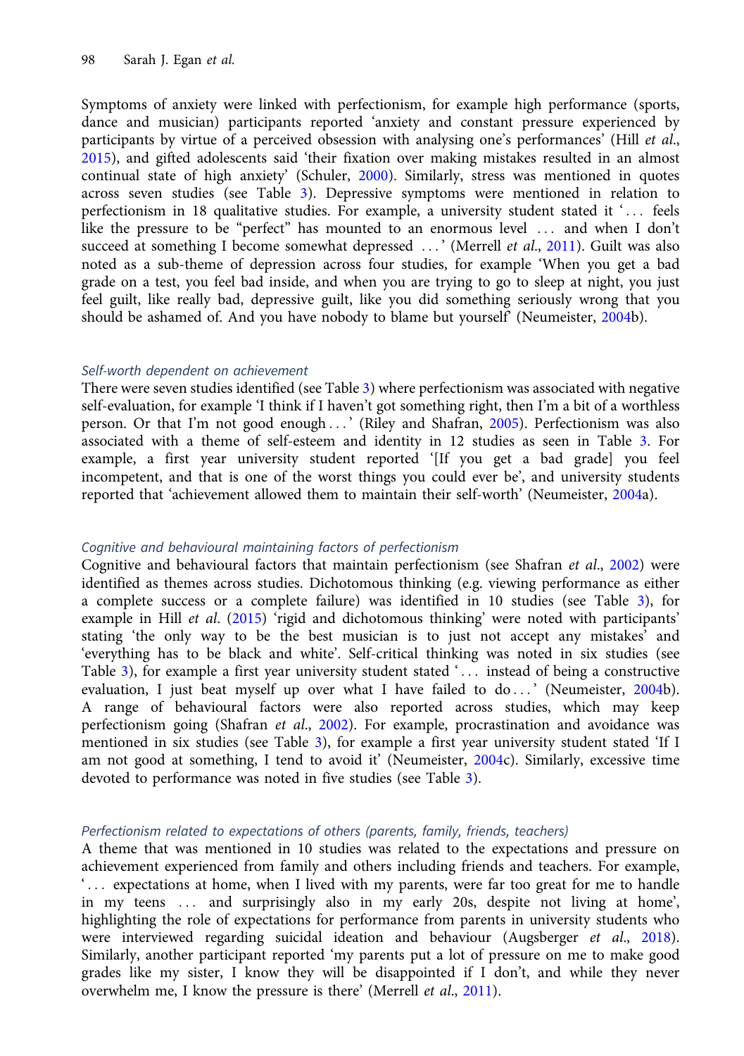Symptoms of anxiety were linked with perfectionism, for example high performance (sports, dance and musician) participants reported 'anxiety and constant pressure experienced by participants by virtue of a perceived obsession with analysing one's performances' (Hill *et al.*, 2015), and gifted adolescents said 'their fixation over making mistakes resulted in an almost continual state of high anxiety' (Schuler, 2000). Similarly, stress was mentioned in quotes across seven studies (see Table 3). Depressive symptoms were mentioned in relation to perfectionism in 18 qualitative studies. For example, a university student stated it '. . . feels like the pressure to be "perfect" has mounted to an enormous level . . . and when I don't succeed at something I become somewhat depressed . . . ' (Merrell *et al.*, 2011). Guilt was also noted as a sub-theme of depression across four studies, for example 'When you get a bad grade on a test, you feel bad inside, and when you are trying to go to sleep at night, you just feel guilt, like really bad, depressive guilt, like you did something seriously wrong that you should be ashamed of. And you have nobody to blame but yourself' (Neumeister, 2004b).

### *Self-worth dependent on achievement*

There were seven studies identified (see Table 3) where perfectionism was associated with negative self-evaluation, for example 'I think if I haven't got something right, then I'm a bit of a worthless person. Or that I'm not good enough . . . ' (Riley and Shafran, 2005). Perfectionism was also associated with a theme of self-esteem and identity in 12 studies as seen in Table 3. For example, a first year university student reported '[If you get a bad grade] you feel incompetent, and that is one of the worst things you could ever be', and university students reported that 'achievement allowed them to maintain their self-worth' (Neumeister, 2004a).

### *Cognitive and behavioural maintaining factors of perfectionism*

Cognitive and behavioural factors that maintain perfectionism (see Shafran *et al.*, 2002) were identified as themes across studies. Dichotomous thinking (e.g. viewing performance as either a complete success or a complete failure) was identified in 10 studies (see Table 3), for example in Hill *et al.* (2015) 'rigid and dichotomous thinking' were noted with participants' stating 'the only way to be the best musician is to just not accept any mistakes' and 'everything has to be black and white'. Self-critical thinking was noted in six studies (see Table 3), for example a first year university student stated '. . . instead of being a constructive evaluation, I just beat myself up over what I have failed to do . . . ' (Neumeister, 2004b). A range of behavioural factors were also reported across studies, which may keep perfectionism going (Shafran *et al.*, 2002). For example, procrastination and avoidance was mentioned in six studies (see Table 3), for example a first year university student stated 'If I am not good at something, I tend to avoid it' (Neumeister, 2004c). Similarly, excessive time devoted to performance was noted in five studies (see Table 3).

### *Perfectionism related to expectations of others (parents, family, friends, teachers)*

A theme that was mentioned in 10 studies was related to the expectations and pressure on achievement experienced from family and others including friends and teachers. For example, '. . . expectations at home, when I lived with my parents, were far too great for me to handle in my teens . . . and surprisingly also in my early 20s, despite not living at home', highlighting the role of expectations for performance from parents in university students who were interviewed regarding suicidal ideation and behaviour (Augsberger *et al.*, 2018). Similarly, another participant reported 'my parents put a lot of pressure on me to make good grades like my sister, I know they will be disappointed if I don't, and while they never overwhelm me, I know the pressure is there' (Merrell *et al.*, 2011).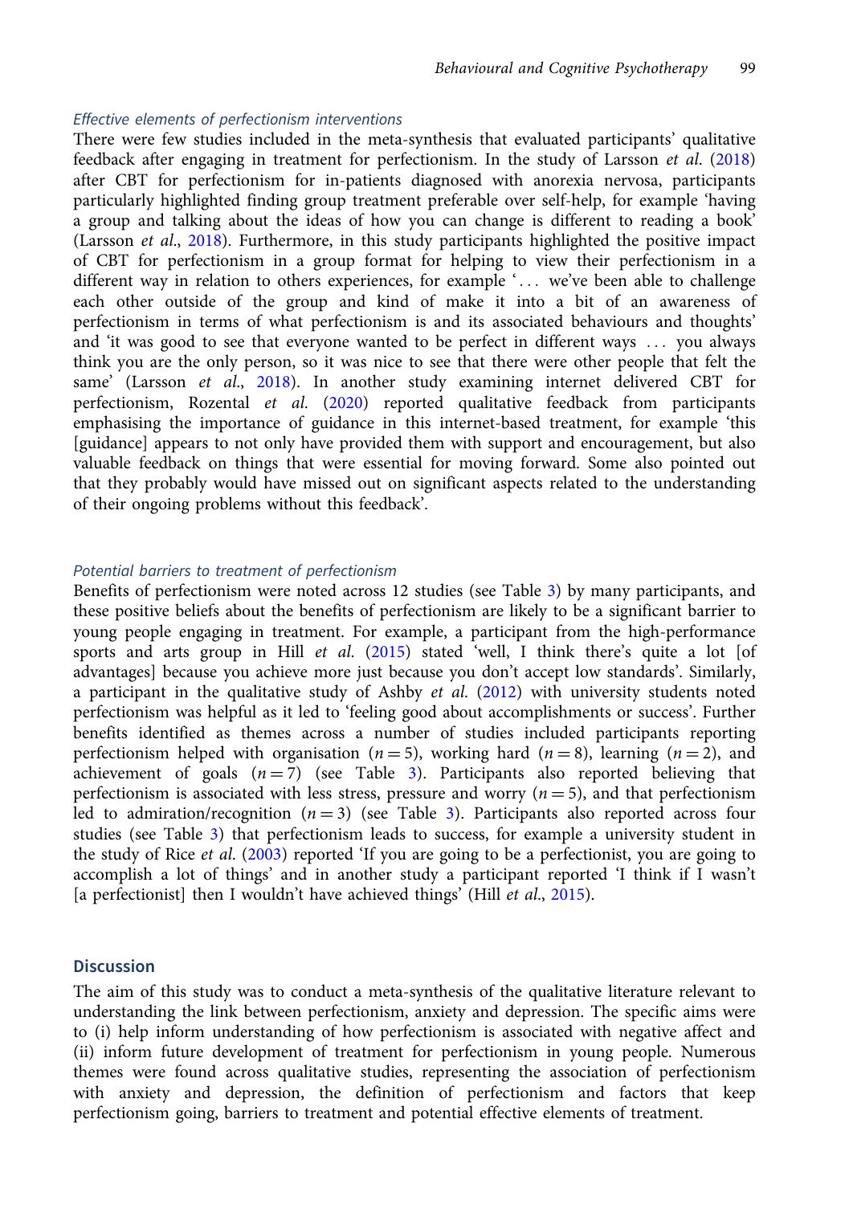#### *Effective elements of perfectionism interventions*

There were few studies included in the meta-synthesis that evaluated participants' qualitative feedback after engaging in treatment for perfectionism. In the study of Larsson *et al.* (2018) after CBT for perfectionism for in-patients diagnosed with anorexia nervosa, participants particularly highlighted finding group treatment preferable over self-help, for example 'having a group and talking about the ideas of how you can change is different to reading a book' (Larsson *et al.*, 2018). Furthermore, in this study participants highlighted the positive impact of CBT for perfectionism in a group format for helping to view their perfectionism in a different way in relation to others experiences, for example '. . . we've been able to challenge each other outside of the group and kind of make it into a bit of an awareness of perfectionism in terms of what perfectionism is and its associated behaviours and thoughts' and 'it was good to see that everyone wanted to be perfect in different ways . . . you always think you are the only person, so it was nice to see that there were other people that felt the same' (Larsson *et al.*, 2018). In another study examining internet delivered CBT for perfectionism, Rozental *et al.* (2020) reported qualitative feedback from participants emphasising the importance of guidance in this internet-based treatment, for example 'this [guidance] appears to not only have provided them with support and encouragement, but also valuable feedback on things that were essential for moving forward. Some also pointed out that they probably would have missed out on significant aspects related to the understanding of their ongoing problems without this feedback'.

#### *Potential barriers to treatment of perfectionism*

Benefits of perfectionism were noted across 12 studies (see Table 3) by many participants, and these positive beliefs about the benefits of perfectionism are likely to be a significant barrier to young people engaging in treatment. For example, a participant from the high-performance sports and arts group in Hill *et al.* (2015) stated 'well, I think there's quite a lot [of advantages] because you achieve more just because you don't accept low standards'. Similarly, a participant in the qualitative study of Ashby *et al.* (2012) with university students noted perfectionism was helpful as it led to 'feeling good about accomplishments or success'. Further benefits identified as themes across a number of studies included participants reporting perfectionism helped with organisation ($n = 5$), working hard ($n = 8$), learning ($n = 2$), and achievement of goals ($n = 7$) (see Table 3). Participants also reported believing that perfectionism is associated with less stress, pressure and worry ($n = 5$), and that perfectionism led to admiration/recognition ($n = 3$) (see Table 3). Participants also reported across four studies (see Table 3) that perfectionism leads to success, for example a university student in the study of Rice *et al.* (2003) reported 'If you are going to be a perfectionist, you are going to accomplish a lot of things' and in another study a participant reported 'I think if I wasn't [a perfectionist] then I wouldn't have achieved things' (Hill *et al.*, 2015).

## Discussion

The aim of this study was to conduct a meta-synthesis of the qualitative literature relevant to understanding the link between perfectionism, anxiety and depression. The specific aims were to (i) help inform understanding of how perfectionism is associated with negative affect and (ii) inform future development of treatment for perfectionism in young people. Numerous themes were found across qualitative studies, representing the association of perfectionism with anxiety and depression, the definition of perfectionism and factors that keep perfectionism going, barriers to treatment and potential effective elements of treatment.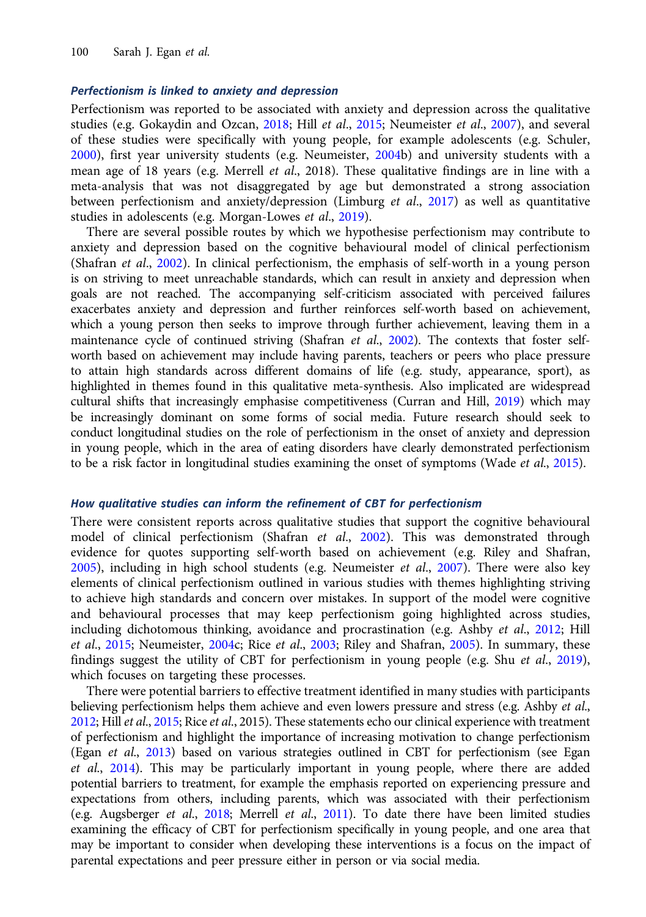### *Perfectionism is linked to anxiety and depression*

Perfectionism was reported to be associated with anxiety and depression across the qualitative studies (e.g. Gokaydin and Ozcan, 2018; Hill *et al*., 2015; Neumeister *et al*., 2007), and several of these studies were specifically with young people, for example adolescents (e.g. Schuler, 2000), first year university students (e.g. Neumeister, 2004b) and university students with a mean age of 18 years (e.g. Merrell *et al*., 2018). These qualitative findings are in line with a meta-analysis that was not disaggregated by age but demonstrated a strong association between perfectionism and anxiety/depression (Limburg *et al*., 2017) as well as quantitative studies in adolescents (e.g. Morgan-Lowes *et al*., 2019).

There are several possible routes by which we hypothesise perfectionism may contribute to anxiety and depression based on the cognitive behavioural model of clinical perfectionism (Shafran *et al*., 2002). In clinical perfectionism, the emphasis of self-worth in a young person is on striving to meet unreachable standards, which can result in anxiety and depression when goals are not reached. The accompanying self-criticism associated with perceived failures exacerbates anxiety and depression and further reinforces self-worth based on achievement, which a young person then seeks to improve through further achievement, leaving them in a maintenance cycle of continued striving (Shafran *et al*., 2002). The contexts that foster self-worth based on achievement may include having parents, teachers or peers who place pressure to attain high standards across different domains of life (e.g. study, appearance, sport), as highlighted in themes found in this qualitative meta-synthesis. Also implicated are widespread cultural shifts that increasingly emphasise competitiveness (Curran and Hill, 2019) which may be increasingly dominant on some forms of social media. Future research should seek to conduct longitudinal studies on the role of perfectionism in the onset of anxiety and depression in young people, which in the area of eating disorders have clearly demonstrated perfectionism to be a risk factor in longitudinal studies examining the onset of symptoms (Wade *et al*., 2015).

### *How qualitative studies can inform the refinement of CBT for perfectionism*

There were consistent reports across qualitative studies that support the cognitive behavioural model of clinical perfectionism (Shafran *et al*., 2002). This was demonstrated through evidence for quotes supporting self-worth based on achievement (e.g. Riley and Shafran, 2005), including in high school students (e.g. Neumeister *et al*., 2007). There were also key elements of clinical perfectionism outlined in various studies with themes highlighting striving to achieve high standards and concern over mistakes. In support of the model were cognitive and behavioural processes that may keep perfectionism going highlighted across studies, including dichotomous thinking, avoidance and procrastination (e.g. Ashby *et al*., 2012; Hill *et al*., 2015; Neumeister, 2004c; Rice *et al*., 2003; Riley and Shafran, 2005). In summary, these findings suggest the utility of CBT for perfectionism in young people (e.g. Shu *et al*., 2019), which focuses on targeting these processes.

There were potential barriers to effective treatment identified in many studies with participants believing perfectionism helps them achieve and even lowers pressure and stress (e.g. Ashby *et al*., 2012; Hill *et al*., 2015; Rice *et al*., 2015). These statements echo our clinical experience with treatment of perfectionism and highlight the importance of increasing motivation to change perfectionism (Egan *et al*., 2013) based on various strategies outlined in CBT for perfectionism (see Egan *et al*., 2014). This may be particularly important in young people, where there are added potential barriers to treatment, for example the emphasis reported on experiencing pressure and expectations from others, including parents, which was associated with their perfectionism (e.g. Augsberger *et al*., 2018; Merrell *et al*., 2011). To date there have been limited studies examining the efficacy of CBT for perfectionism specifically in young people, and one area that may be important to consider when developing these interventions is a focus on the impact of parental expectations and peer pressure either in person or via social media.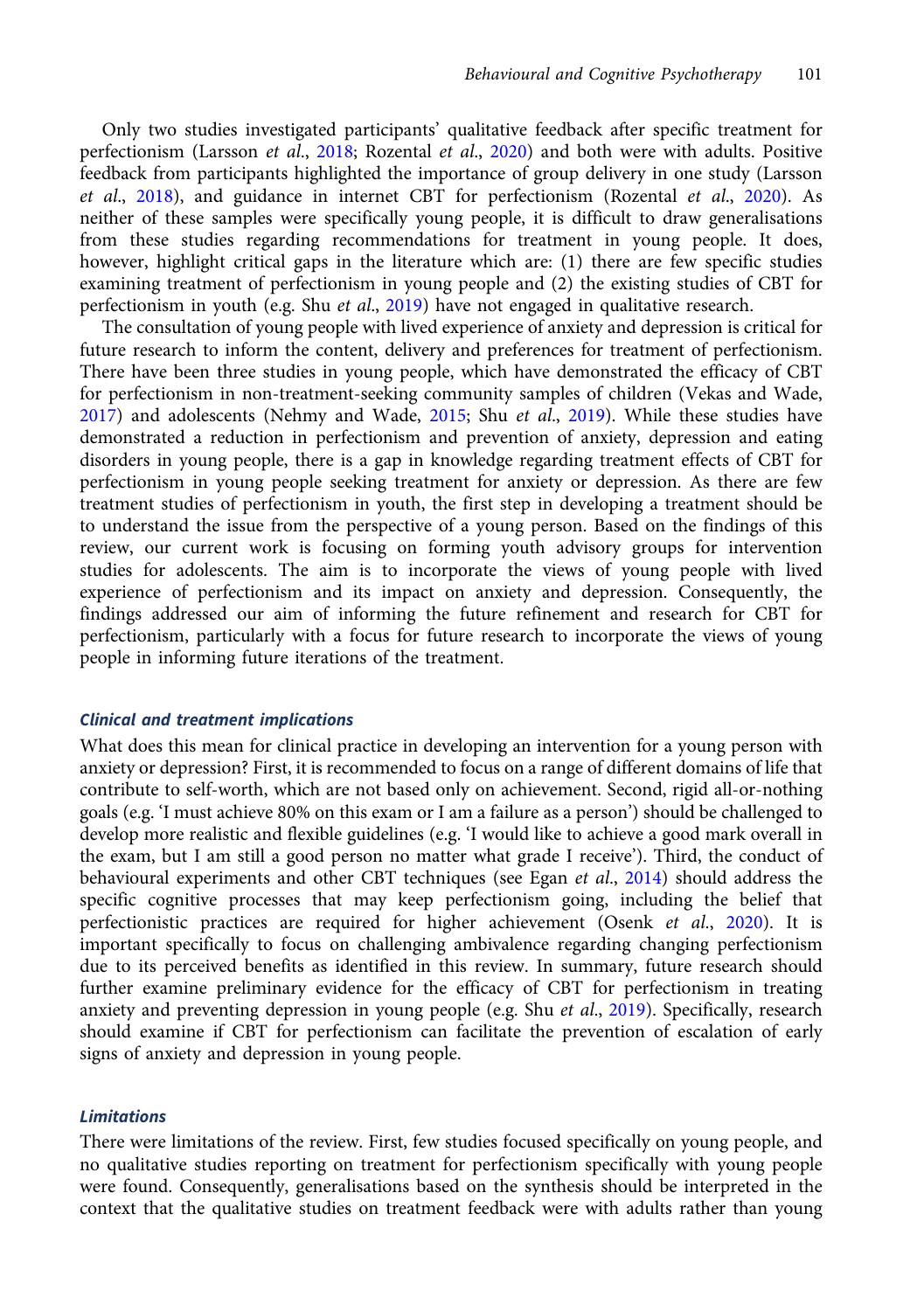Only two studies investigated participants' qualitative feedback after specific treatment for perfectionism (Larsson *et al*., 2018; Rozental *et al*., 2020) and both were with adults. Positive feedback from participants highlighted the importance of group delivery in one study (Larsson *et al*., 2018), and guidance in internet CBT for perfectionism (Rozental *et al*., 2020). As neither of these samples were specifically young people, it is difficult to draw generalisations from these studies regarding recommendations for treatment in young people. It does, however, highlight critical gaps in the literature which are: (1) there are few specific studies examining treatment of perfectionism in young people and (2) the existing studies of CBT for perfectionism in youth (e.g. Shu *et al*., 2019) have not engaged in qualitative research.

The consultation of young people with lived experience of anxiety and depression is critical for future research to inform the content, delivery and preferences for treatment of perfectionism. There have been three studies in young people, which have demonstrated the efficacy of CBT for perfectionism in non-treatment-seeking community samples of children (Vekas and Wade, 2017) and adolescents (Nehmy and Wade, 2015; Shu *et al*., 2019). While these studies have demonstrated a reduction in perfectionism and prevention of anxiety, depression and eating disorders in young people, there is a gap in knowledge regarding treatment effects of CBT for perfectionism in young people seeking treatment for anxiety or depression. As there are few treatment studies of perfectionism in youth, the first step in developing a treatment should be to understand the issue from the perspective of a young person. Based on the findings of this review, our current work is focusing on forming youth advisory groups for intervention studies for adolescents. The aim is to incorporate the views of young people with lived experience of perfectionism and its impact on anxiety and depression. Consequently, the findings addressed our aim of informing the future refinement and research for CBT for perfectionism, particularly with a focus for future research to incorporate the views of young people in informing future iterations of the treatment.

### *Clinical and treatment implications*

What does this mean for clinical practice in developing an intervention for a young person with anxiety or depression? First, it is recommended to focus on a range of different domains of life that contribute to self-worth, which are not based only on achievement. Second, rigid all-or-nothing goals (e.g. 'I must achieve 80% on this exam or I am a failure as a person') should be challenged to develop more realistic and flexible guidelines (e.g. 'I would like to achieve a good mark overall in the exam, but I am still a good person no matter what grade I receive'). Third, the conduct of behavioural experiments and other CBT techniques (see Egan *et al*., 2014) should address the specific cognitive processes that may keep perfectionism going, including the belief that perfectionistic practices are required for higher achievement (Osenk *et al*., 2020). It is important specifically to focus on challenging ambivalence regarding changing perfectionism due to its perceived benefits as identified in this review. In summary, future research should further examine preliminary evidence for the efficacy of CBT for perfectionism in treating anxiety and preventing depression in young people (e.g. Shu *et al*., 2019). Specifically, research should examine if CBT for perfectionism can facilitate the prevention of escalation of early signs of anxiety and depression in young people.

### *Limitations*

There were limitations of the review. First, few studies focused specifically on young people, and no qualitative studies reporting on treatment for perfectionism specifically with young people were found. Consequently, generalisations based on the synthesis should be interpreted in the context that the qualitative studies on treatment feedback were with adults rather than young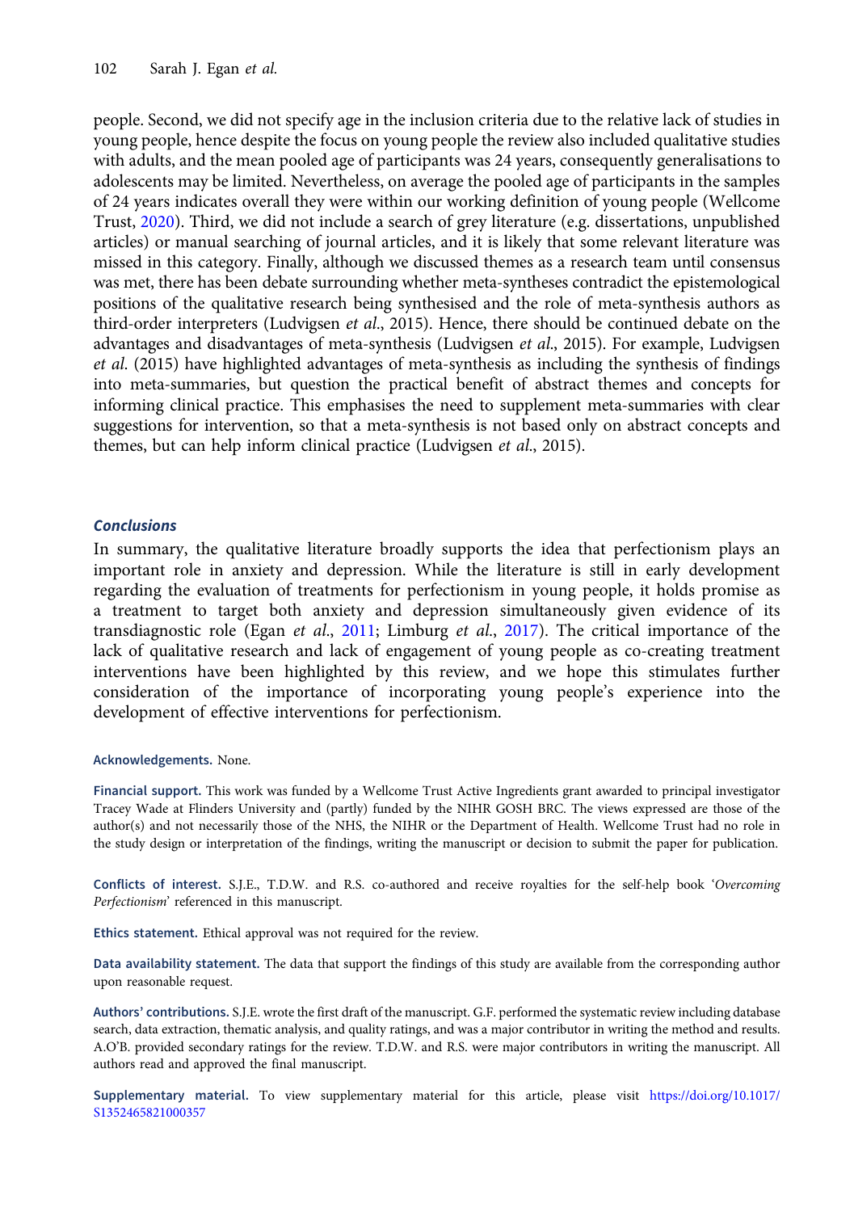people. Second, we did not specify age in the inclusion criteria due to the relative lack of studies in young people, hence despite the focus on young people the review also included qualitative studies with adults, and the mean pooled age of participants was 24 years, consequently generalisations to adolescents may be limited. Nevertheless, on average the pooled age of participants in the samples of 24 years indicates overall they were within our working definition of young people (Wellcome Trust, 2020). Third, we did not include a search of grey literature (e.g. dissertations, unpublished articles) or manual searching of journal articles, and it is likely that some relevant literature was missed in this category. Finally, although we discussed themes as a research team until consensus was met, there has been debate surrounding whether meta-syntheses contradict the epistemological positions of the qualitative research being synthesised and the role of meta-synthesis authors as third-order interpreters (Ludvigsen *et al*., 2015). Hence, there should be continued debate on the advantages and disadvantages of meta-synthesis (Ludvigsen *et al*., 2015). For example, Ludvigsen *et al*. (2015) have highlighted advantages of meta-synthesis as including the synthesis of findings into meta-summaries, but question the practical benefit of abstract themes and concepts for informing clinical practice. This emphasises the need to supplement meta-summaries with clear suggestions for intervention, so that a meta-synthesis is not based only on abstract concepts and themes, but can help inform clinical practice (Ludvigsen *et al*., 2015).

## Conclusions

In summary, the qualitative literature broadly supports the idea that perfectionism plays an important role in anxiety and depression. While the literature is still in early development regarding the evaluation of treatments for perfectionism in young people, it holds promise as a treatment to target both anxiety and depression simultaneously given evidence of its transdiagnostic role (Egan *et al*., 2011; Limburg *et al*., 2017). The critical importance of the lack of qualitative research and lack of engagement of young people as co-creating treatment interventions have been highlighted by this review, and we hope this stimulates further consideration of the importance of incorporating young people's experience into the development of effective interventions for perfectionism.

**Acknowledgements.** None.

**Financial support.** This work was funded by a Wellcome Trust Active Ingredients grant awarded to principal investigator Tracey Wade at Flinders University and (partly) funded by the NIHR GOSH BRC. The views expressed are those of the author(s) and not necessarily those of the NHS, the NIHR or the Department of Health. Wellcome Trust had no role in the study design or interpretation of the findings, writing the manuscript or decision to submit the paper for publication.

**Conflicts of interest.** S.J.E., T.D.W. and R.S. co-authored and receive royalties for the self-help book '*Overcoming Perfectionism*' referenced in this manuscript.

**Ethics statement.** Ethical approval was not required for the review.

**Data availability statement.** The data that support the findings of this study are available from the corresponding author upon reasonable request.

**Authors' contributions.** S.J.E. wrote the first draft of the manuscript. G.F. performed the systematic review including database search, data extraction, thematic analysis, and quality ratings, and was a major contributor in writing the method and results. A.O'B. provided secondary ratings for the review. T.D.W. and R.S. were major contributors in writing the manuscript. All authors read and approved the final manuscript.

**Supplementary material.** To view supplementary material for this article, please visit https://doi.org/10.1017/S1352465821000357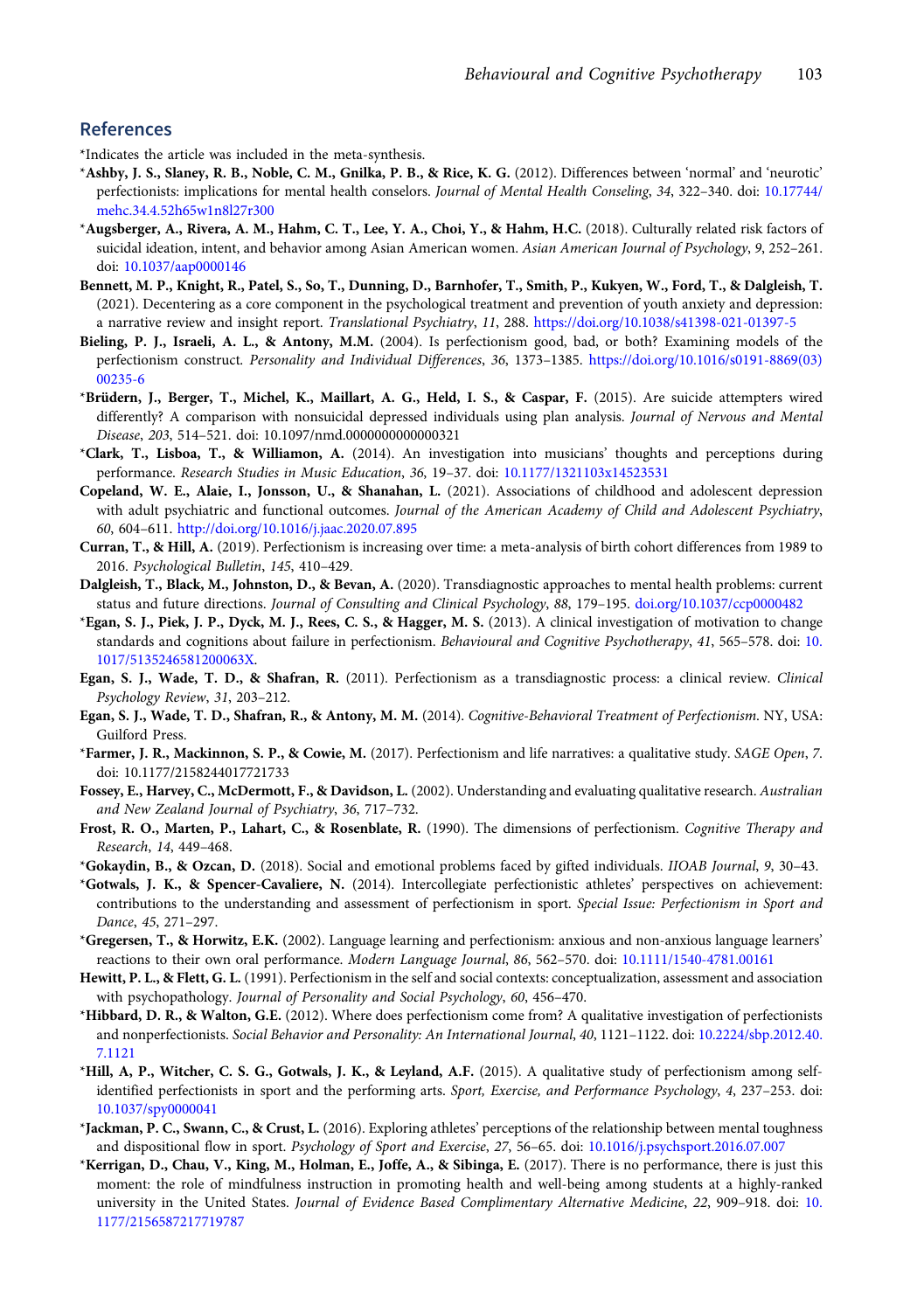## References

*Indicates the article was included in the meta-synthesis.

*__Ashby, J. S., Slaney, R. B., Noble, C. M., Gnilka, P. B., & Rice, K. G.__ (2012). Differences between 'normal' and 'neurotic' perfectionists: implications for mental health conselors. *Journal of Mental Health Conseling*, *34*, 322–340. doi: 10.17744/mehc.34.4.52h65w1n8l27r300

*__Augsberger, A., Rivera, A. M., Hahm, C. T., Lee, Y. A., Choi, Y., & Hahm, H.C.__ (2018). Culturally related risk factors of suicidal ideation, intent, and behavior among Asian American women. *Asian American Journal of Psychology*, *9*, 252–261. doi: 10.1037/aap0000146

**Bennett, M. P., Knight, R., Patel, S., So, T., Dunning, D., Barnhofer, T., Smith, P., Kukyen, W., Ford, T., & Dalgleish, T.** (2021). Decentering as a core component in the psychological treatment and prevention of youth anxiety and depression: a narrative review and insight report. *Translational Psychiatry*, *11*, 288. https://doi.org/10.1038/s41398-021-01397-5

**Bieling, P. J., Israeli, A. L., & Antony, M.M.** (2004). Is perfectionism good, bad, or both? Examining models of the perfectionism construct. *Personality and Individual Differences*, *36*, 1373–1385. https://doi.org/10.1016/s0191-8869(03)00235-6

*__Brüdern, J., Berger, T., Michel, K., Maillart, A. G., Held, I. S., & Caspar, F.__ (2015). Are suicide attempters wired differently? A comparison with nonsuicidal depressed individuals using plan analysis. *Journal of Nervous and Mental Disease*, *203*, 514–521. doi: 10.1097/nmd.0000000000000321

*__Clark, T., Lisboa, T., & Williamon, A.__ (2014). An investigation into musicians' thoughts and perceptions during performance. *Research Studies in Music Education*, *36*, 19–37. doi: 10.1177/1321103x14523531

**Copeland, W. E., Alaie, I., Jonsson, U., & Shanahan, L.** (2021). Associations of childhood and adolescent depression with adult psychiatric and functional outcomes. *Journal of the American Academy of Child and Adolescent Psychiatry*, *60*, 604–611. http://doi.org/10.1016/j.jaac.2020.07.895

**Curran, T., & Hill, A.** (2019). Perfectionism is increasing over time: a meta-analysis of birth cohort differences from 1989 to 2016. *Psychological Bulletin*, *145*, 410–429.

**Dalgleish, T., Black, M., Johnston, D., & Bevan, A.** (2020). Transdiagnostic approaches to mental health problems: current status and future directions. *Journal of Consulting and Clinical Psychology*, *88*, 179–195. doi.org/10.1037/ccp0000482

*__Egan, S. J., Piek, J. P., Dyck, M. J., Rees, C. S., & Hagger, M. S.__ (2013). A clinical investigation of motivation to change standards and cognitions about failure in perfectionism. *Behavioural and Cognitive Psychotherapy*, *41*, 565–578. doi: 10.1017/S135246581200063X.

**Egan, S. J., Wade, T. D., & Shafran, R.** (2011). Perfectionism as a transdiagnostic process: a clinical review. *Clinical Psychology Review*, *31*, 203–212.

**Egan, S. J., Wade, T. D., Shafran, R., & Antony, M. M.** (2014). *Cognitive-Behavioral Treatment of Perfectionism*. NY, USA: Guilford Press.

*__Farmer, J. R., Mackinnon, S. P., & Cowie, M.__ (2017). Perfectionism and life narratives: a qualitative study. *SAGE Open*, *7*. doi: 10.1177/2158244017721733

**Fossey, E., Harvey, C., McDermott, F., & Davidson, L.** (2002). Understanding and evaluating qualitative research. *Australian and New Zealand Journal of Psychiatry*, *36*, 717–732.

**Frost, R. O., Marten, P., Lahart, C., & Rosenblate, R.** (1990). The dimensions of perfectionism. *Cognitive Therapy and Research*, *14*, 449–468.

*__Gokaydin, B., & Ozcan, D.__ (2018). Social and emotional problems faced by gifted individuals. *IIOAB Journal*, *9*, 30–43.

*__Gotwals, J. K., & Spencer-Cavaliere, N.__ (2014). Intercollegiate perfectionistic athletes' perspectives on achievement: contributions to the understanding and assessment of perfectionism in sport. *Special Issue: Perfectionism in Sport and Dance*, *45*, 271–297.

*__Gregersen, T., & Horwitz, E.K.__ (2002). Language learning and perfectionism: anxious and non-anxious language learners' reactions to their own oral performance. *Modern Language Journal*, *86*, 562–570. doi: 10.1111/1540-4781.00161

**Hewitt, P. L., & Flett, G. L.** (1991). Perfectionism in the self and social contexts: conceptualization, assessment and association with psychopathology. *Journal of Personality and Social Psychology*, *60*, 456–470.

*__Hibbard, D. R., & Walton, G.E.__ (2012). Where does perfectionism come from? A qualitative investigation of perfectionists and nonperfectionists. *Social Behavior and Personality: An International Journal*, *40*, 1121–1122. doi: 10.2224/sbp.2012.40.7.1121

*__Hill, A, P., Witcher, C. S. G., Gotwals, J. K., & Leyland, A.F.__ (2015). A qualitative study of perfectionism among self-identified perfectionists in sport and the performing arts. *Sport, Exercise, and Performance Psychology*, *4*, 237–253. doi: 10.1037/spy0000041

*__Jackman, P. C., Swann, C., & Crust, L.__ (2016). Exploring athletes' perceptions of the relationship between mental toughness and dispositional flow in sport. *Psychology of Sport and Exercise*, *27*, 56–65. doi: 10.1016/j.psychsport.2016.07.007

*__Kerrigan, D., Chau, V., King, M., Holman, E., Joffe, A., & Sibinga, E.__ (2017). There is no performance, there is just this moment: the role of mindfulness instruction in promoting health and well-being among students at a highly-ranked university in the United States. *Journal of Evidence Based Complimentary Alternative Medicine*, *22*, 909–918. doi: 10.1177/2156587217719787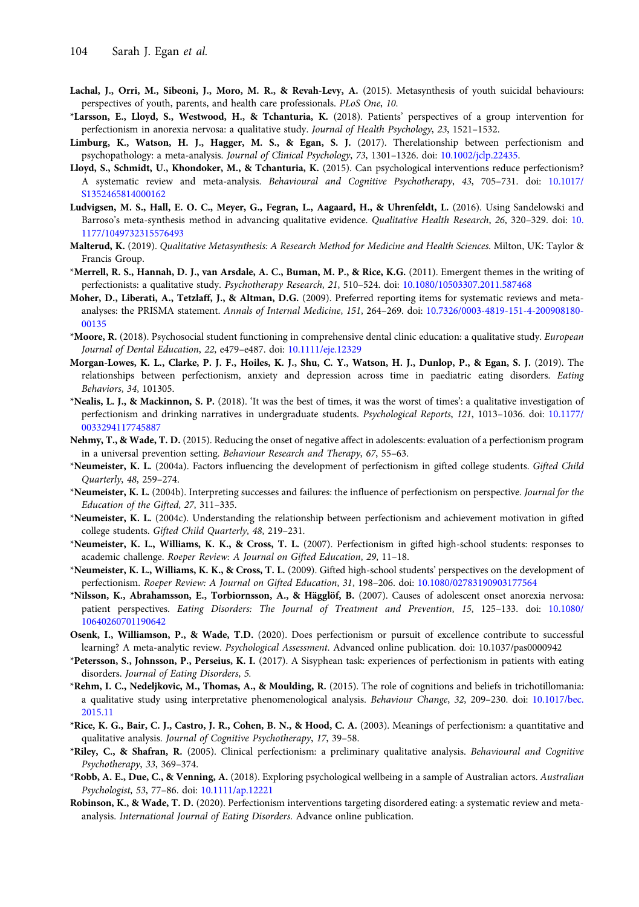**Lachal, J., Orri, M., Sibeoni, J., Moro, M. R., & Revah-Levy, A.** (2015). Metasynthesis of youth suicidal behaviours: perspectives of youth, parents, and health care professionals. *PLoS One*, *10*.

*__Larsson, E., Lloyd, S., Westwood, H., & Tchanturia, K.__ (2018). Patients' perspectives of a group intervention for perfectionism in anorexia nervosa: a qualitative study. *Journal of Health Psychology*, *23*, 1521–1532.

**Limburg, K., Watson, H. J., Hagger, M. S., & Egan, S. J.** (2017). Therelationship between perfectionism and psychopathology: a meta-analysis. *Journal of Clinical Psychology*, *73*, 1301–1326. doi: 10.1002/jclp.22435.

**Lloyd, S., Schmidt, U., Khondoker, M., & Tchanturia, K.** (2015). Can psychological interventions reduce perfectionism? A systematic review and meta-analysis. *Behavioural and Cognitive Psychotherapy*, *43*, 705–731. doi: 10.1017/S1352465814000162

**Ludvigsen, M. S., Hall, E. O. C., Meyer, G., Fegran, L., Aagaard, H., & Uhrenfeldt, L.** (2016). Using Sandelowski and Barroso's meta-synthesis method in advancing qualitative evidence. *Qualitative Health Research*, *26*, 320–329. doi: 10.1177/1049732315576493

**Malterud, K.** (2019). *Qualitative Metasynthesis: A Research Method for Medicine and Health Sciences*. Milton, UK: Taylor & Francis Group.

*__Merrell, R. S., Hannah, D. J., van Arsdale, A. C., Buman, M. P., & Rice, K.G.__ (2011). Emergent themes in the writing of perfectionists: a qualitative study. *Psychotherapy Research*, *21*, 510–524. doi: 10.1080/10503307.2011.587468

**Moher, D., Liberati, A., Tetzlaff, J., & Altman, D.G.** (2009). Preferred reporting items for systematic reviews and meta-analyses: the PRISMA statement. *Annals of Internal Medicine*, *151*, 264–269. doi: 10.7326/0003-4819-151-4-200908180-00135

*__Moore, R.__ (2018). Psychosocial student functioning in comprehensive dental clinic education: a qualitative study. *European Journal of Dental Education*, *22*, e479–e487. doi: 10.1111/eje.12329

**Morgan-Lowes, K. L., Clarke, P. J. F., Hoiles, K. J., Shu, C. Y., Watson, H. J., Dunlop, P., & Egan, S. J.** (2019). The relationships between perfectionism, anxiety and depression across time in paediatric eating disorders. *Eating Behaviors*, *34*, 101305.

*__Nealis, L. J., & Mackinnon, S. P.__ (2018). 'It was the best of times, it was the worst of times': a qualitative investigation of perfectionism and drinking narratives in undergraduate students. *Psychological Reports*, *121*, 1013–1036. doi: 10.1177/0033294117745887

**Nehmy, T., & Wade, T. D.** (2015). Reducing the onset of negative affect in adolescents: evaluation of a perfectionism program in a universal prevention setting. *Behaviour Research and Therapy*, *67*, 55–63.

*__Neumeister, K. L.__ (2004a). Factors influencing the development of perfectionism in gifted college students. *Gifted Child Quarterly*, *48*, 259–274.

*__Neumeister, K. L.__ (2004b). Interpreting successes and failures: the influence of perfectionism on perspective. *Journal for the Education of the Gifted*, *27*, 311–335.

*__Neumeister, K. L.__ (2004c). Understanding the relationship between perfectionism and achievement motivation in gifted college students. *Gifted Child Quarterly*, *48*, 219–231.

*__Neumeister, K. L., Williams, K. K., & Cross, T. L.__ (2007). Perfectionism in gifted high-school students: responses to academic challenge. *Roeper Review: A Journal on Gifted Education*, *29*, 11–18.

*__Neumeister, K. L., Williams, K. K., & Cross, T. L.__ (2009). Gifted high-school students' perspectives on the development of perfectionism. *Roeper Review: A Journal on Gifted Education*, *31*, 198–206. doi: 10.1080/02783190903177564

*__Nilsson, K., Abrahamsson, E., Torbiornsson, A., & Hägglöf, B.__ (2007). Causes of adolescent onset anorexia nervosa: patient perspectives. *Eating Disorders: The Journal of Treatment and Prevention*, *15*, 125–133. doi: 10.1080/10640260701190642

**Osenk, I., Williamson, P., & Wade, T.D.** (2020). Does perfectionism or pursuit of excellence contribute to successful learning? A meta-analytic review. *Psychological Assessment.* Advanced online publication. doi: 10.1037/pas0000942

*__Petersson, S., Johnsson, P., Perseius, K. I.__ (2017). A Sisyphean task: experiences of perfectionism in patients with eating disorders. *Journal of Eating Disorders*, *5*.

*__Rehm, I. C., Nedeljkovic, M., Thomas, A., & Moulding, R.__ (2015). The role of cognitions and beliefs in trichotillomania: a qualitative study using interpretative phenomenological analysis. *Behaviour Change*, *32*, 209–230. doi: 10.1017/bec.2015.11

*__Rice, K. G., Bair, C. J., Castro, J. R., Cohen, B. N., & Hood, C. A.__ (2003). Meanings of perfectionism: a quantitative and qualitative analysis. *Journal of Cognitive Psychotherapy*, *17*, 39–58.

*__Riley, C., & Shafran, R.__ (2005). Clinical perfectionism: a preliminary qualitative analysis. *Behavioural and Cognitive Psychotherapy*, *33*, 369–374.

*__Robb, A. E., Due, C., & Venning, A.__ (2018). Exploring psychological wellbeing in a sample of Australian actors. *Australian Psychologist*, *53*, 77–86. doi: 10.1111/ap.12221

**Robinson, K., & Wade, T. D.** (2020). Perfectionism interventions targeting disordered eating: a systematic review and meta-analysis. *International Journal of Eating Disorders*. Advance online publication.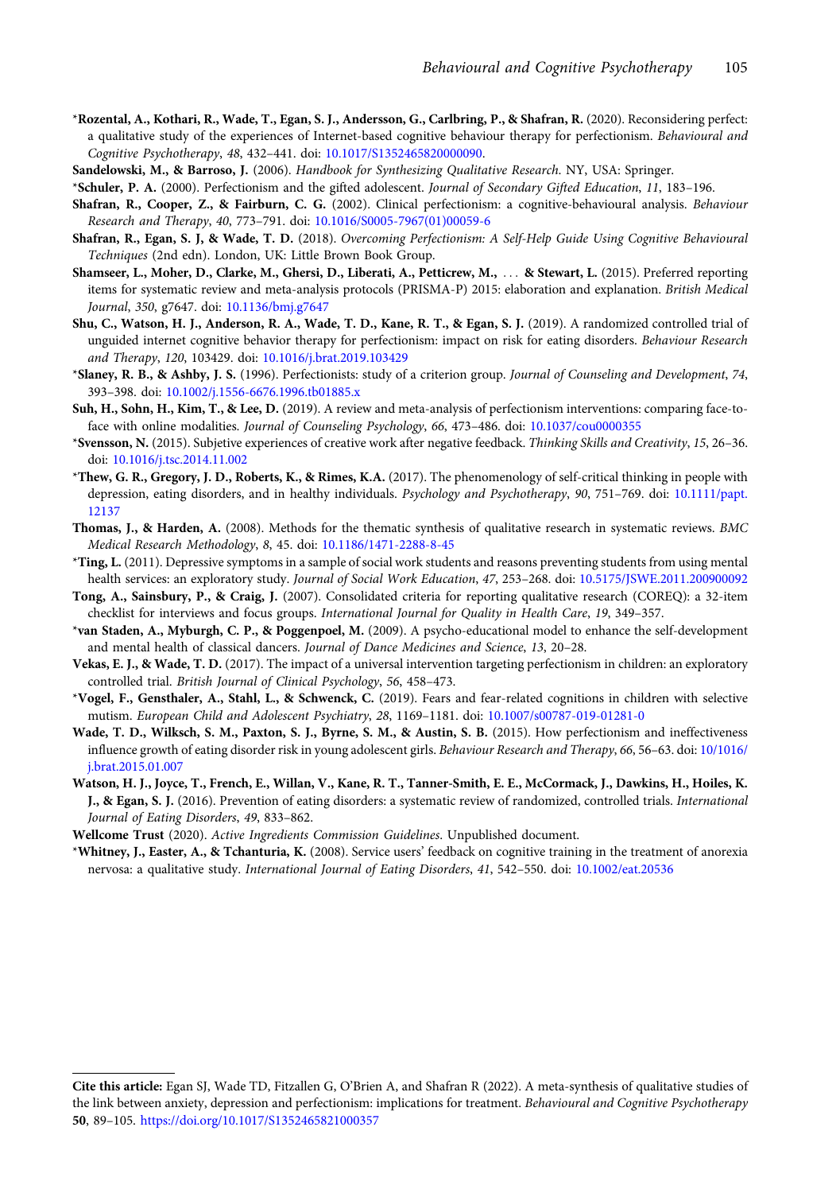*Rozental, A., Kothari, R., Wade, T., Egan, S. J., Andersson, G., Carlbring, P., & Shafran, R. (2020). Reconsidering perfect: a qualitative study of the experiences of Internet-based cognitive behaviour therapy for perfectionism. *Behavioural and Cognitive Psychotherapy*, *48*, 432–441. doi: 10.1017/S1352465820000090.

**Sandelowski, M., & Barroso, J.** (2006). *Handbook for Synthesizing Qualitative Research*. NY, USA: Springer.

*Schuler, P. A. (2000). Perfectionism and the gifted adolescent. *Journal of Secondary Gifted Education*, *11*, 183–196.

**Shafran, R., Cooper, Z., & Fairburn, C. G.** (2002). Clinical perfectionism: a cognitive-behavioural analysis. *Behaviour Research and Therapy*, *40*, 773–791. doi: 10.1016/S0005-7967(01)00059-6

**Shafran, R., Egan, S. J, & Wade, T. D.** (2018). *Overcoming Perfectionism: A Self-Help Guide Using Cognitive Behavioural Techniques* (2nd edn). London, UK: Little Brown Book Group.

**Shamseer, L., Moher, D., Clarke, M., Ghersi, D., Liberati, A., Petticrew, M., … & Stewart, L.** (2015). Preferred reporting items for systematic review and meta-analysis protocols (PRISMA-P) 2015: elaboration and explanation. *British Medical Journal*, *350*, g7647. doi: 10.1136/bmj.g7647

**Shu, C., Watson, H. J., Anderson, R. A., Wade, T. D., Kane, R. T., & Egan, S. J.** (2019). A randomized controlled trial of unguided internet cognitive behavior therapy for perfectionism: impact on risk for eating disorders. *Behaviour Research and Therapy*, *120*, 103429. doi: 10.1016/j.brat.2019.103429

*Slaney, R. B., & Ashby, J. S. (1996). Perfectionists: study of a criterion group. *Journal of Counseling and Development*, *74*, 393–398. doi: 10.1002/j.1556-6676.1996.tb01885.x

**Suh, H., Sohn, H., Kim, T., & Lee, D.** (2019). A review and meta-analysis of perfectionism interventions: comparing face-to-face with online modalities. *Journal of Counseling Psychology*, *66*, 473–486. doi: 10.1037/cou0000355

*Svensson, N. (2015). Subjetive experiences of creative work after negative feedback. *Thinking Skills and Creativity*, *15*, 26–36. doi: 10.1016/j.tsc.2014.11.002

*Thew, G. R., Gregory, J. D., Roberts, K., & Rimes, K.A. (2017). The phenomenology of self-critical thinking in people with depression, eating disorders, and in healthy individuals. *Psychology and Psychotherapy*, *90*, 751–769. doi: 10.1111/papt.12137

**Thomas, J., & Harden, A.** (2008). Methods for the thematic synthesis of qualitative research in systematic reviews. *BMC Medical Research Methodology*, *8*, 45. doi: 10.1186/1471-2288-8-45

*Ting, L. (2011). Depressive symptoms in a sample of social work students and reasons preventing students from using mental health services: an exploratory study. *Journal of Social Work Education*, *47*, 253–268. doi: 10.5175/JSWE.2011.200900092

**Tong, A., Sainsbury, P., & Craig, J.** (2007). Consolidated criteria for reporting qualitative research (COREQ): a 32-item checklist for interviews and focus groups. *International Journal for Quality in Health Care*, *19*, 349–357.

*van Staden, A., Myburgh, C. P., & Poggenpoel, M. (2009). A psycho-educational model to enhance the self-development and mental health of classical dancers. *Journal of Dance Medicines and Science*, *13*, 20–28.

**Vekas, E. J., & Wade, T. D.** (2017). The impact of a universal intervention targeting perfectionism in children: an exploratory controlled trial. *British Journal of Clinical Psychology*, *56*, 458–473.

*Vogel, F., Gensthaler, A., Stahl, L., & Schwenck, C. (2019). Fears and fear-related cognitions in children with selective mutism. *European Child and Adolescent Psychiatry*, *28*, 1169–1181. doi: 10.1007/s00787-019-01281-0

**Wade, T. D., Wilksch, S. M., Paxton, S. J., Byrne, S. M., & Austin, S. B.** (2015). How perfectionism and ineffectiveness influence growth of eating disorder risk in young adolescent girls. *Behaviour Research and Therapy*, *66*, 56–63. doi: 10/1016/j.brat.2015.01.007

**Watson, H. J., Joyce, T., French, E., Willan, V., Kane, R. T., Tanner-Smith, E. E., McCormack, J., Dawkins, H., Hoiles, K. J., & Egan, S. J.** (2016). Prevention of eating disorders: a systematic review of randomized, controlled trials. *International Journal of Eating Disorders*, *49*, 833–862.

**Wellcome Trust** (2020). *Active Ingredients Commission Guidelines*. Unpublished document.

*Whitney, J., Easter, A., & Tchanturia, K. (2008). Service users' feedback on cognitive training in the treatment of anorexia nervosa: a qualitative study. *International Journal of Eating Disorders*, *41*, 542–550. doi: 10.1002/eat.20536

---

**Cite this article:** Egan SJ, Wade TD, Fitzallen G, O'Brien A, and Shafran R (2022). A meta-synthesis of qualitative studies of the link between anxiety, depression and perfectionism: implications for treatment. *Behavioural and Cognitive Psychotherapy* **50**, 89–105. https://doi.org/10.1017/S1352465821000357